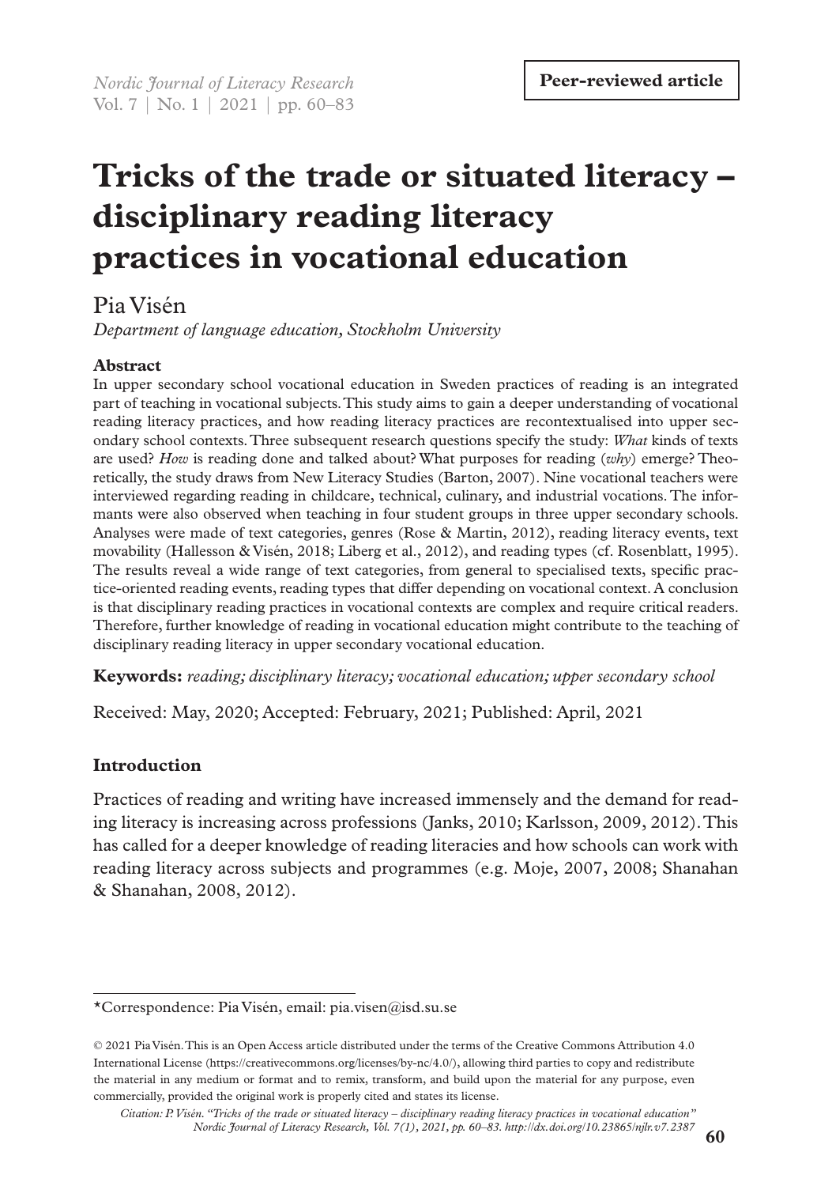**Peer-reviewed article**

# Tricks of the trade or situated literacy – disciplinary reading literacy practices in vocational education

Pia Visén

*Department of language education, Stockholm University*

**Abstract**

In upper secondary school vocational education in Sweden practices of reading is an integrated part of teaching in vocational subjects. This study aims to gain a deeper understanding of vocational reading literacy practices, and how reading literacy practices are recontextualised into upper secondary school contexts. Three subsequent research questions specify the study: *What* kinds of texts are used? *How* is reading done and talked about? What purposes for reading (*why*) emerge? Theoretically, the study draws from New Literacy Studies (Barton, 2007). Nine vocational teachers were interviewed regarding reading in childcare, technical, culinary, and industrial vocations. The informants were also observed when teaching in four student groups in three upper secondary schools. Analyses were made of text categories, genres (Rose & Martin, 2012), reading literacy events, text movability (Hallesson & Visén, 2018; Liberg et al., 2012), and reading types (cf. Rosenblatt, 1995). The results reveal a wide range of text categories, from general to specialised texts, specific practice-oriented reading events, reading types that differ depending on vocational context. A conclusion is that disciplinary reading practices in vocational contexts are complex and require critical readers. Therefore, further knowledge of reading in vocational education might contribute to the teaching of disciplinary reading literacy in upper secondary vocational education.

**Keywords:** *reading; disciplinary literacy; vocational education; upper secondary school*

Received: May, 2020; Accepted: February, 2021; Published: April, 2021

## Introduction

Practices of reading and writing have increased immensely and the demand for reading literacy is increasing across professions (Janks, 2010; Karlsson, 2009, 2012). This has called for a deeper knowledge of reading literacies and how schools can work with reading literacy across subjects and programmes (e.g. Moje, 2007, 2008; Shanahan & Shanahan, 2008, 2012).

---

*Correspondence: Pia Visén, email: pia.visen@isd.su.se

© 2021 Pia Visén. This is an Open Access article distributed under the terms of the Creative Commons Attribution 4.0 International License (https://creativecommons.org/licenses/by-nc/4.0/), allowing third parties to copy and redistribute the material in any medium or format and to remix, transform, and build upon the material for any purpose, even commercially, provided the original work is properly cited and states its license.

*Citation: P. Visén. "Tricks of the trade or situated literacy – disciplinary reading literacy practices in vocational education" Nordic Journal of Literacy Research, Vol. 7(1), 2021, pp. 60–83. http://dx.doi.org/10.23865/njlr.v7.2387*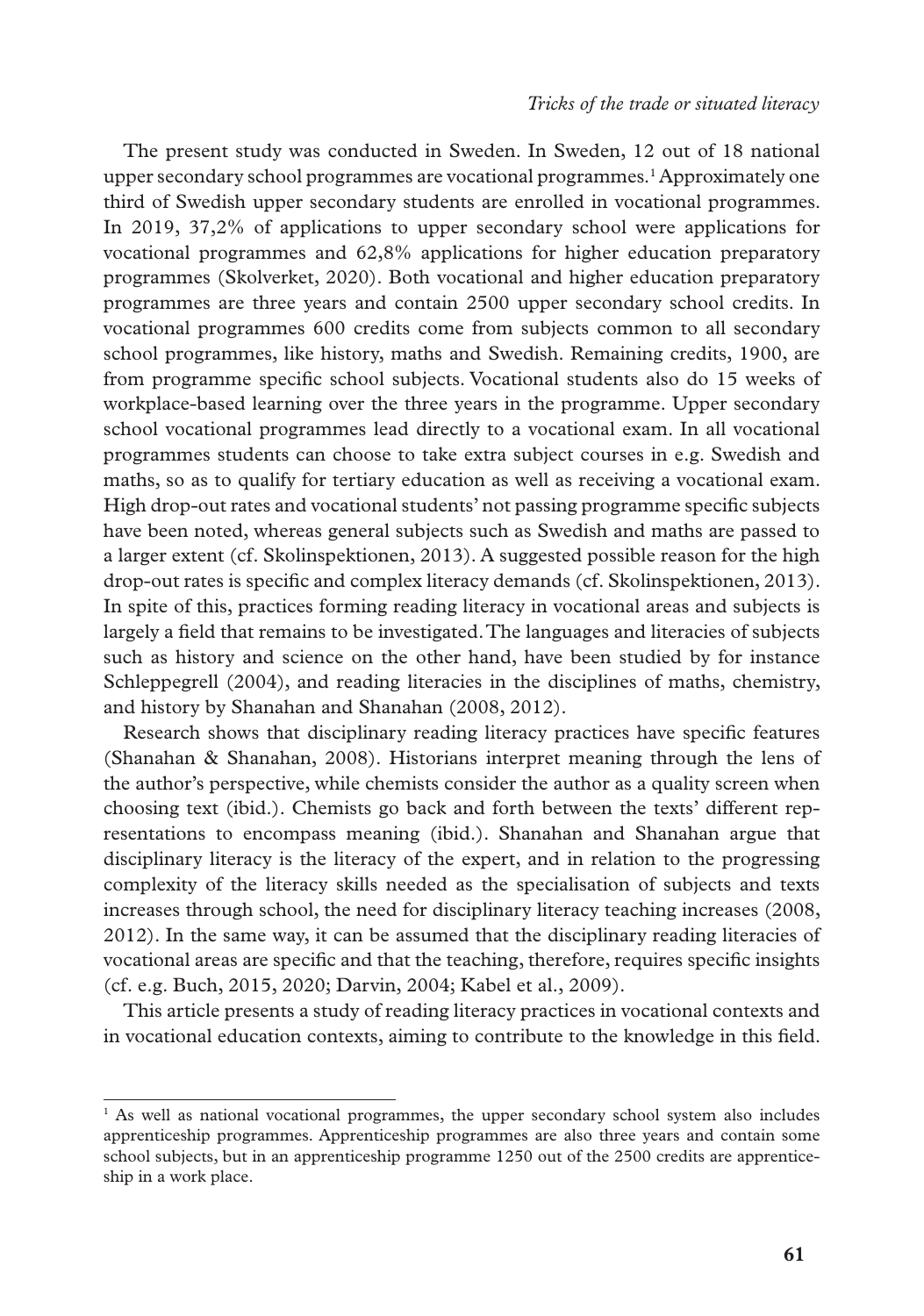The present study was conducted in Sweden. In Sweden, 12 out of 18 national upper secondary school programmes are vocational programmes.[1] Approximately one third of Swedish upper secondary students are enrolled in vocational programmes. In 2019, 37,2% of applications to upper secondary school were applications for vocational programmes and 62,8% applications for higher education preparatory programmes (Skolverket, 2020). Both vocational and higher education preparatory programmes are three years and contain 2500 upper secondary school credits. In vocational programmes 600 credits come from subjects common to all secondary school programmes, like history, maths and Swedish. Remaining credits, 1900, are from programme specific school subjects. Vocational students also do 15 weeks of workplace-based learning over the three years in the programme. Upper secondary school vocational programmes lead directly to a vocational exam. In all vocational programmes students can choose to take extra subject courses in e.g. Swedish and maths, so as to qualify for tertiary education as well as receiving a vocational exam. High drop-out rates and vocational students' not passing programme specific subjects have been noted, whereas general subjects such as Swedish and maths are passed to a larger extent (cf. Skolinspektionen, 2013). A suggested possible reason for the high drop-out rates is specific and complex literacy demands (cf. Skolinspektionen, 2013). In spite of this, practices forming reading literacy in vocational areas and subjects is largely a field that remains to be investigated. The languages and literacies of subjects such as history and science on the other hand, have been studied by for instance Schleppegrell (2004), and reading literacies in the disciplines of maths, chemistry, and history by Shanahan and Shanahan (2008, 2012).

Research shows that disciplinary reading literacy practices have specific features (Shanahan & Shanahan, 2008). Historians interpret meaning through the lens of the author's perspective, while chemists consider the author as a quality screen when choosing text (ibid.). Chemists go back and forth between the texts' different representations to encompass meaning (ibid.). Shanahan and Shanahan argue that disciplinary literacy is the literacy of the expert, and in relation to the progressing complexity of the literacy skills needed as the specialisation of subjects and texts increases through school, the need for disciplinary literacy teaching increases (2008, 2012). In the same way, it can be assumed that the disciplinary reading literacies of vocational areas are specific and that the teaching, therefore, requires specific insights (cf. e.g. Buch, 2015, 2020; Darvin, 2004; Kabel et al., 2009).

This article presents a study of reading literacy practices in vocational contexts and in vocational education contexts, aiming to contribute to the knowledge in this field.

---

[1] As well as national vocational programmes, the upper secondary school system also includes apprenticeship programmes. Apprenticeship programmes are also three years and contain some school subjects, but in an apprenticeship programme 1250 out of the 2500 credits are apprenticeship in a work place.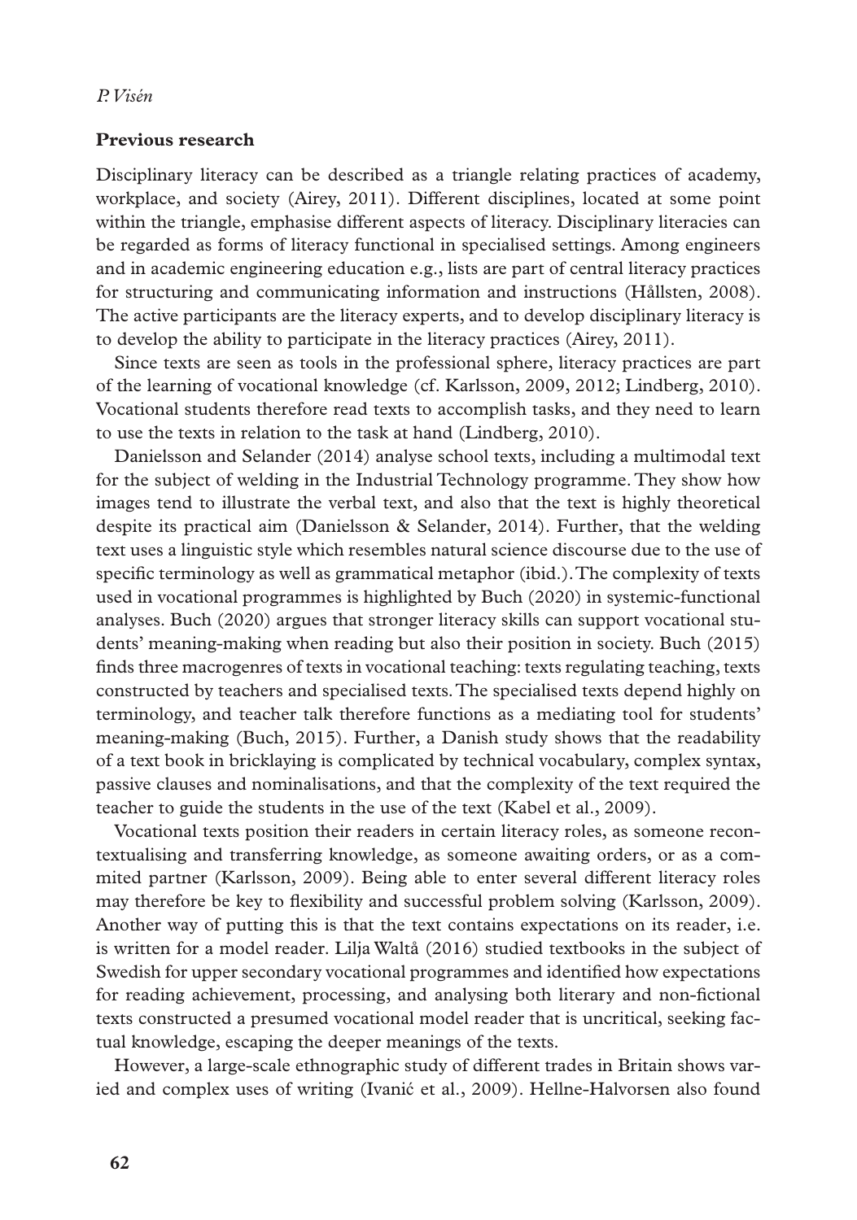## Previous research

Disciplinary literacy can be described as a triangle relating practices of academy, workplace, and society (Airey, 2011). Different disciplines, located at some point within the triangle, emphasise different aspects of literacy. Disciplinary literacies can be regarded as forms of literacy functional in specialised settings. Among engineers and in academic engineering education e.g., lists are part of central literacy practices for structuring and communicating information and instructions (Hållsten, 2008). The active participants are the literacy experts, and to develop disciplinary literacy is to develop the ability to participate in the literacy practices (Airey, 2011).

Since texts are seen as tools in the professional sphere, literacy practices are part of the learning of vocational knowledge (cf. Karlsson, 2009, 2012; Lindberg, 2010). Vocational students therefore read texts to accomplish tasks, and they need to learn to use the texts in relation to the task at hand (Lindberg, 2010).

Danielsson and Selander (2014) analyse school texts, including a multimodal text for the subject of welding in the Industrial Technology programme. They show how images tend to illustrate the verbal text, and also that the text is highly theoretical despite its practical aim (Danielsson & Selander, 2014). Further, that the welding text uses a linguistic style which resembles natural science discourse due to the use of specific terminology as well as grammatical metaphor (ibid.). The complexity of texts used in vocational programmes is highlighted by Buch (2020) in systemic-functional analyses. Buch (2020) argues that stronger literacy skills can support vocational students' meaning-making when reading but also their position in society. Buch (2015) finds three macrogenres of texts in vocational teaching: texts regulating teaching, texts constructed by teachers and specialised texts. The specialised texts depend highly on terminology, and teacher talk therefore functions as a mediating tool for students' meaning-making (Buch, 2015). Further, a Danish study shows that the readability of a text book in bricklaying is complicated by technical vocabulary, complex syntax, passive clauses and nominalisations, and that the complexity of the text required the teacher to guide the students in the use of the text (Kabel et al., 2009).

Vocational texts position their readers in certain literacy roles, as someone recontextualising and transferring knowledge, as someone awaiting orders, or as a commited partner (Karlsson, 2009). Being able to enter several different literacy roles may therefore be key to flexibility and successful problem solving (Karlsson, 2009). Another way of putting this is that the text contains expectations on its reader, i.e. is written for a model reader. Lilja Waltå (2016) studied textbooks in the subject of Swedish for upper secondary vocational programmes and identified how expectations for reading achievement, processing, and analysing both literary and non-fictional texts constructed a presumed vocational model reader that is uncritical, seeking factual knowledge, escaping the deeper meanings of the texts.

However, a large-scale ethnographic study of different trades in Britain shows varied and complex uses of writing (Ivanić et al., 2009). Hellne-Halvorsen also found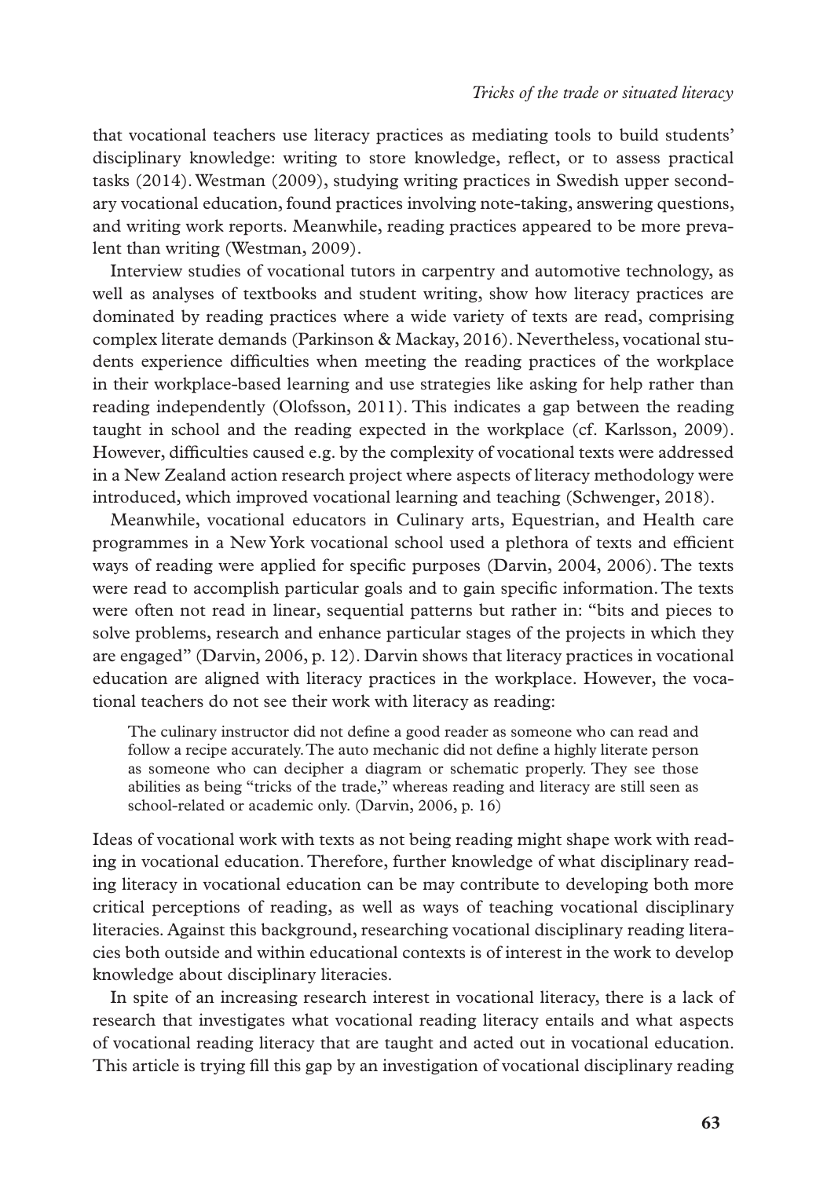that vocational teachers use literacy practices as mediating tools to build students' disciplinary knowledge: writing to store knowledge, reflect, or to assess practical tasks (2014). Westman (2009), studying writing practices in Swedish upper secondary vocational education, found practices involving note-taking, answering questions, and writing work reports. Meanwhile, reading practices appeared to be more prevalent than writing (Westman, 2009).

Interview studies of vocational tutors in carpentry and automotive technology, as well as analyses of textbooks and student writing, show how literacy practices are dominated by reading practices where a wide variety of texts are read, comprising complex literate demands (Parkinson & Mackay, 2016). Nevertheless, vocational students experience difficulties when meeting the reading practices of the workplace in their workplace-based learning and use strategies like asking for help rather than reading independently (Olofsson, 2011). This indicates a gap between the reading taught in school and the reading expected in the workplace (cf. Karlsson, 2009). However, difficulties caused e.g. by the complexity of vocational texts were addressed in a New Zealand action research project where aspects of literacy methodology were introduced, which improved vocational learning and teaching (Schwenger, 2018).

Meanwhile, vocational educators in Culinary arts, Equestrian, and Health care programmes in a New York vocational school used a plethora of texts and efficient ways of reading were applied for specific purposes (Darvin, 2004, 2006). The texts were read to accomplish particular goals and to gain specific information. The texts were often not read in linear, sequential patterns but rather in: "bits and pieces to solve problems, research and enhance particular stages of the projects in which they are engaged" (Darvin, 2006, p. 12). Darvin shows that literacy practices in vocational education are aligned with literacy practices in the workplace. However, the vocational teachers do not see their work with literacy as reading:

> The culinary instructor did not define a good reader as someone who can read and follow a recipe accurately. The auto mechanic did not define a highly literate person as someone who can decipher a diagram or schematic properly. They see those abilities as being "tricks of the trade," whereas reading and literacy are still seen as school-related or academic only. (Darvin, 2006, p. 16)

Ideas of vocational work with texts as not being reading might shape work with reading in vocational education. Therefore, further knowledge of what disciplinary reading literacy in vocational education can be may contribute to developing both more critical perceptions of reading, as well as ways of teaching vocational disciplinary literacies. Against this background, researching vocational disciplinary reading literacies both outside and within educational contexts is of interest in the work to develop knowledge about disciplinary literacies.

In spite of an increasing research interest in vocational literacy, there is a lack of research that investigates what vocational reading literacy entails and what aspects of vocational reading literacy that are taught and acted out in vocational education. This article is trying fill this gap by an investigation of vocational disciplinary reading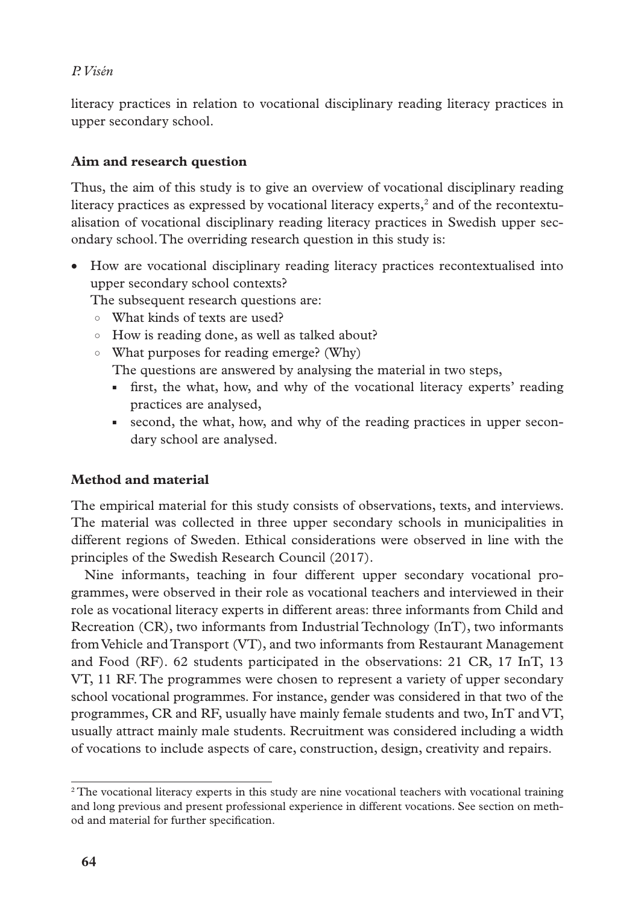literacy practices in relation to vocational disciplinary reading literacy practices in upper secondary school.

## Aim and research question

Thus, the aim of this study is to give an overview of vocational disciplinary reading literacy practices as expressed by vocational literacy experts,[2] and of the recontextualisation of vocational disciplinary reading literacy practices in Swedish upper secondary school. The overriding research question in this study is:

- How are vocational disciplinary reading literacy practices recontextualised into upper secondary school contexts?

  The subsequent research questions are:
  - What kinds of texts are used?
  - How is reading done, as well as talked about?
  - What purposes for reading emerge? (Why)

    The questions are answered by analysing the material in two steps,
    - first, the what, how, and why of the vocational literacy experts' reading practices are analysed,
    - second, the what, how, and why of the reading practices in upper secondary school are analysed.

## Method and material

The empirical material for this study consists of observations, texts, and interviews. The material was collected in three upper secondary schools in municipalities in different regions of Sweden. Ethical considerations were observed in line with the principles of the Swedish Research Council (2017).

Nine informants, teaching in four different upper secondary vocational programmes, were observed in their role as vocational teachers and interviewed in their role as vocational literacy experts in different areas: three informants from Child and Recreation (CR), two informants from Industrial Technology (InT), two informants from Vehicle and Transport (VT), and two informants from Restaurant Management and Food (RF). 62 students participated in the observations: 21 CR, 17 InT, 13 VT, 11 RF. The programmes were chosen to represent a variety of upper secondary school vocational programmes. For instance, gender was considered in that two of the programmes, CR and RF, usually have mainly female students and two, InT and VT, usually attract mainly male students. Recruitment was considered including a width of vocations to include aspects of care, construction, design, creativity and repairs.

[2] The vocational literacy experts in this study are nine vocational teachers with vocational training and long previous and present professional experience in different vocations. See section on method and material for further specification.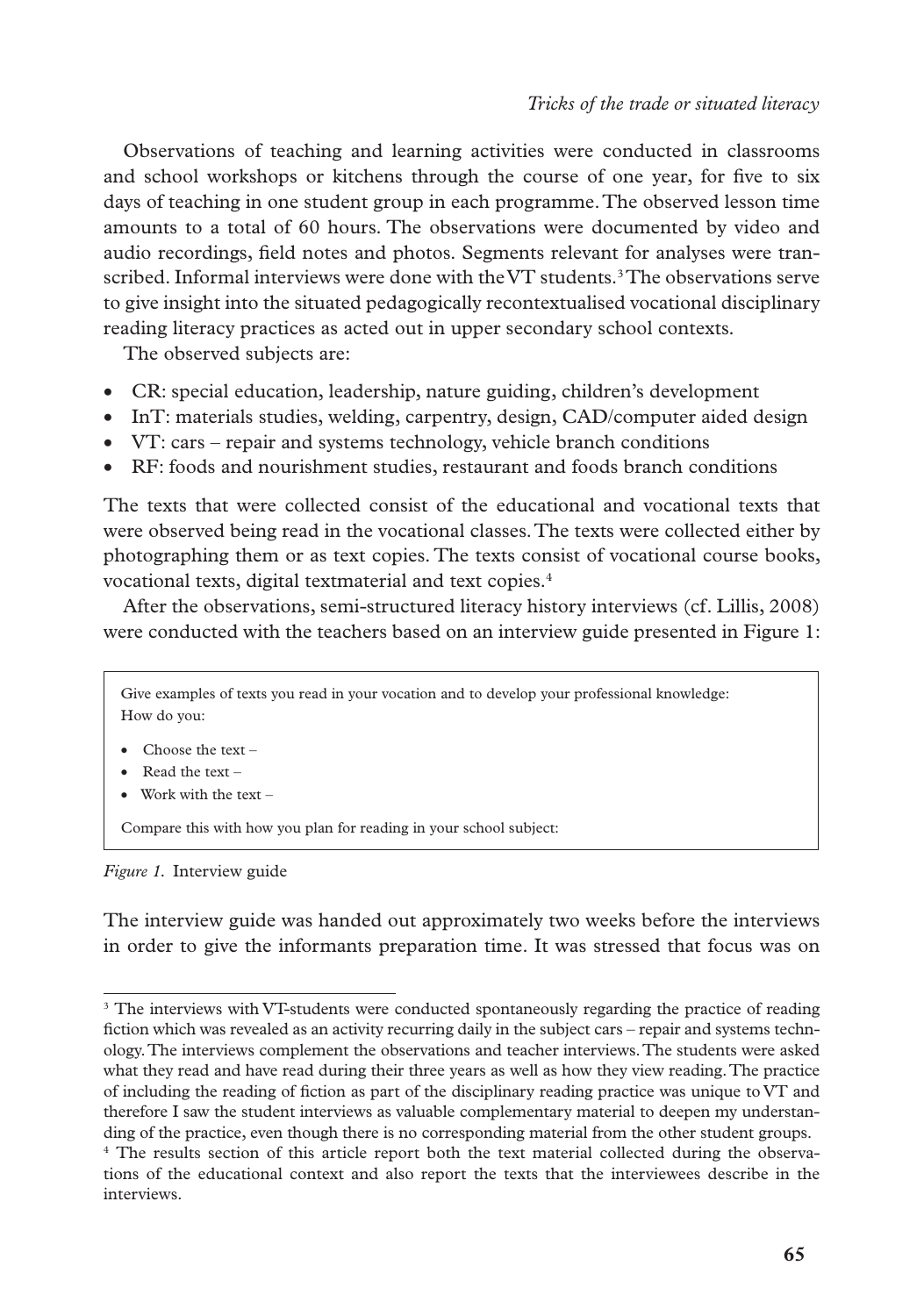Observations of teaching and learning activities were conducted in classrooms and school workshops or kitchens through the course of one year, for five to six days of teaching in one student group in each programme. The observed lesson time amounts to a total of 60 hours. The observations were documented by video and audio recordings, field notes and photos. Segments relevant for analyses were transcribed. Informal interviews were done with the VT students.[3] The observations serve to give insight into the situated pedagogically recontextualised vocational disciplinary reading literacy practices as acted out in upper secondary school contexts.

The observed subjects are:

- CR: special education, leadership, nature guiding, children's development
- InT: materials studies, welding, carpentry, design, CAD/computer aided design
- VT: cars – repair and systems technology, vehicle branch conditions
- RF: foods and nourishment studies, restaurant and foods branch conditions

The texts that were collected consist of the educational and vocational texts that were observed being read in the vocational classes. The texts were collected either by photographing them or as text copies. The texts consist of vocational course books, vocational texts, digital textmaterial and text copies.[4]

After the observations, semi-structured literacy history interviews (cf. Lillis, 2008) were conducted with the teachers based on an interview guide presented in Figure 1:

> Give examples of texts you read in your vocation and to develop your professional knowledge:
> How do you:
>
> - Choose the text –
> - Read the text –
> - Work with the text –
>
> Compare this with how you plan for reading in your school subject:

*Figure 1.* Interview guide

The interview guide was handed out approximately two weeks before the interviews in order to give the informants preparation time. It was stressed that focus was on

---

[3] The interviews with VT-students were conducted spontaneously regarding the practice of reading fiction which was revealed as an activity recurring daily in the subject cars – repair and systems technology. The interviews complement the observations and teacher interviews. The students were asked what they read and have read during their three years as well as how they view reading. The practice of including the reading of fiction as part of the disciplinary reading practice was unique to VT and therefore I saw the student interviews as valuable complementary material to deepen my understanding of the practice, even though there is no corresponding material from the other student groups.

[4] The results section of this article report both the text material collected during the observations of the educational context and also report the texts that the interviewees describe in the interviews.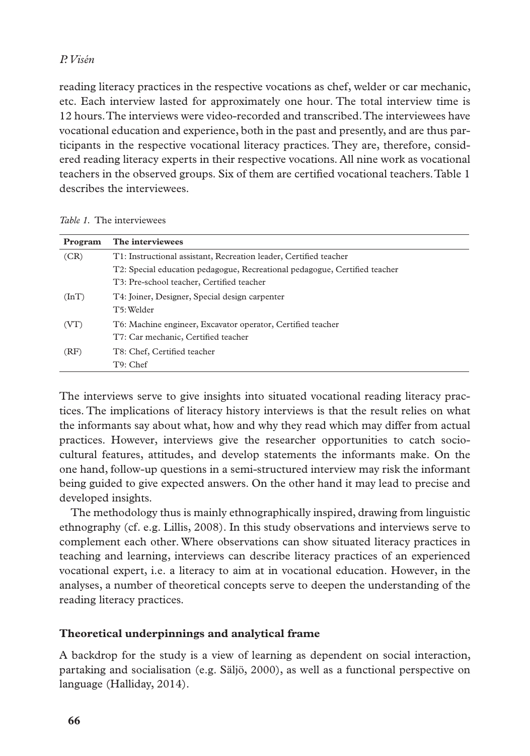reading literacy practices in the respective vocations as chef, welder or car mechanic, etc. Each interview lasted for approximately one hour. The total interview time is 12 hours. The interviews were video-recorded and transcribed. The interviewees have vocational education and experience, both in the past and presently, and are thus participants in the respective vocational literacy practices. They are, therefore, considered reading literacy experts in their respective vocations. All nine work as vocational teachers in the observed groups. Six of them are certified vocational teachers. Table 1 describes the interviewees.

*Table 1.* The interviewees

| Program | The interviewees |
|---|---|
| (CR) | T1: Instructional assistant, Recreation leader, Certified teacher |
| | T2: Special education pedagogue, Recreational pedagogue, Certified teacher |
| | T3: Pre-school teacher, Certified teacher |
| (InT) | T4: Joiner, Designer, Special design carpenter |
| | T5: Welder |
| (VT) | T6: Machine engineer, Excavator operator, Certified teacher |
| | T7: Car mechanic, Certified teacher |
| (RF) | T8: Chef, Certified teacher |
| | T9: Chef |

The interviews serve to give insights into situated vocational reading literacy practices. The implications of literacy history interviews is that the result relies on what the informants say about what, how and why they read which may differ from actual practices. However, interviews give the researcher opportunities to catch socio-cultural features, attitudes, and develop statements the informants make. On the one hand, follow-up questions in a semi-structured interview may risk the informant being guided to give expected answers. On the other hand it may lead to precise and developed insights.

The methodology thus is mainly ethnographically inspired, drawing from linguistic ethnography (cf. e.g. Lillis, 2008). In this study observations and interviews serve to complement each other. Where observations can show situated literacy practices in teaching and learning, interviews can describe literacy practices of an experienced vocational expert, i.e. a literacy to aim at in vocational education. However, in the analyses, a number of theoretical concepts serve to deepen the understanding of the reading literacy practices.

## Theoretical underpinnings and analytical frame

A backdrop for the study is a view of learning as dependent on social interaction, partaking and socialisation (e.g. Säljö, 2000), as well as a functional perspective on language (Halliday, 2014).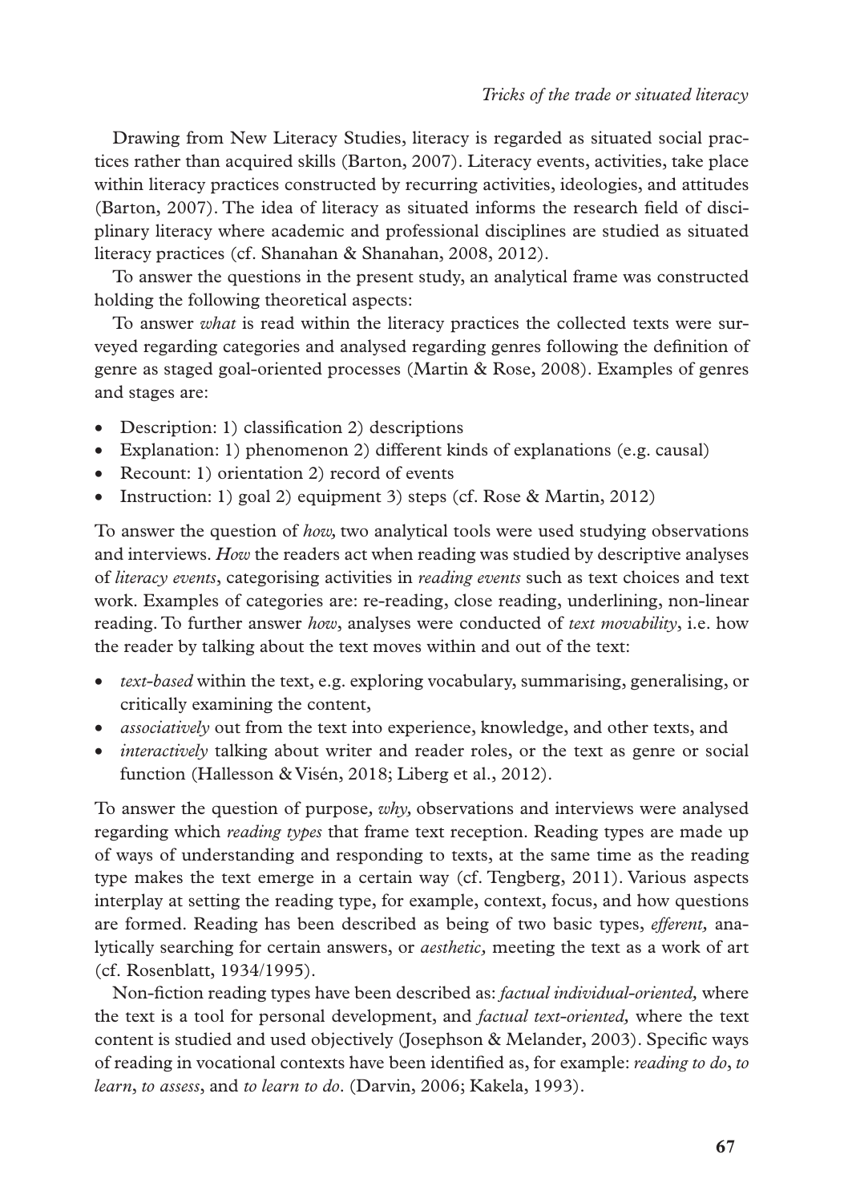Drawing from New Literacy Studies, literacy is regarded as situated social practices rather than acquired skills (Barton, 2007). Literacy events, activities, take place within literacy practices constructed by recurring activities, ideologies, and attitudes (Barton, 2007). The idea of literacy as situated informs the research field of disciplinary literacy where academic and professional disciplines are studied as situated literacy practices (cf. Shanahan & Shanahan, 2008, 2012).

To answer the questions in the present study, an analytical frame was constructed holding the following theoretical aspects:

To answer *what* is read within the literacy practices the collected texts were surveyed regarding categories and analysed regarding genres following the definition of genre as staged goal-oriented processes (Martin & Rose, 2008). Examples of genres and stages are:

- Description: 1) classification 2) descriptions
- Explanation: 1) phenomenon 2) different kinds of explanations (e.g. causal)
- Recount: 1) orientation 2) record of events
- Instruction: 1) goal 2) equipment 3) steps (cf. Rose & Martin, 2012)

To answer the question of *how,* two analytical tools were used studying observations and interviews. *How* the readers act when reading was studied by descriptive analyses of *literacy events*, categorising activities in *reading events* such as text choices and text work. Examples of categories are: re-reading, close reading, underlining, non-linear reading. To further answer *how*, analyses were conducted of *text movability*, i.e. how the reader by talking about the text moves within and out of the text:

- *text-based* within the text, e.g. exploring vocabulary, summarising, generalising, or critically examining the content,
- *associatively* out from the text into experience, knowledge, and other texts, and
- *interactively* talking about writer and reader roles, or the text as genre or social function (Hallesson & Visén, 2018; Liberg et al., 2012).

To answer the question of purpose*, why,* observations and interviews were analysed regarding which *reading types* that frame text reception. Reading types are made up of ways of understanding and responding to texts, at the same time as the reading type makes the text emerge in a certain way (cf. Tengberg, 2011). Various aspects interplay at setting the reading type, for example, context, focus, and how questions are formed. Reading has been described as being of two basic types, *efferent,* analytically searching for certain answers, or *aesthetic,* meeting the text as a work of art (cf. Rosenblatt, 1934/1995).

Non-fiction reading types have been described as: *factual individual-oriented,* where the text is a tool for personal development, and *factual text-oriented,* where the text content is studied and used objectively (Josephson & Melander, 2003). Specific ways of reading in vocational contexts have been identified as, for example: *reading to do*, *to learn*, *to assess*, and *to learn to do*. (Darvin, 2006; Kakela, 1993).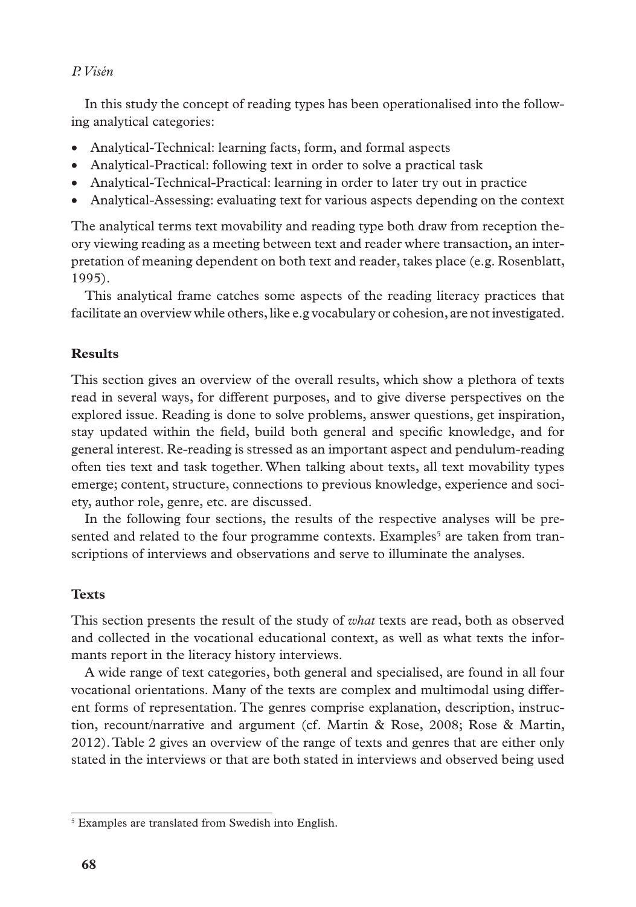In this study the concept of reading types has been operationalised into the following analytical categories:

- Analytical-Technical: learning facts, form, and formal aspects
- Analytical-Practical: following text in order to solve a practical task
- Analytical-Technical-Practical: learning in order to later try out in practice
- Analytical-Assessing: evaluating text for various aspects depending on the context

The analytical terms text movability and reading type both draw from reception theory viewing reading as a meeting between text and reader where transaction, an interpretation of meaning dependent on both text and reader, takes place (e.g. Rosenblatt, 1995).

This analytical frame catches some aspects of the reading literacy practices that facilitate an overview while others, like e.g vocabulary or cohesion, are not investigated.

## Results

This section gives an overview of the overall results, which show a plethora of texts read in several ways, for different purposes, and to give diverse perspectives on the explored issue. Reading is done to solve problems, answer questions, get inspiration, stay updated within the field, build both general and specific knowledge, and for general interest. Re-reading is stressed as an important aspect and pendulum-reading often ties text and task together. When talking about texts, all text movability types emerge; content, structure, connections to previous knowledge, experience and society, author role, genre, etc. are discussed.

In the following four sections, the results of the respective analyses will be presented and related to the four programme contexts. Examples[5] are taken from transcriptions of interviews and observations and serve to illuminate the analyses.

### Texts

This section presents the result of the study of *what* texts are read, both as observed and collected in the vocational educational context, as well as what texts the informants report in the literacy history interviews.

A wide range of text categories, both general and specialised, are found in all four vocational orientations. Many of the texts are complex and multimodal using different forms of representation. The genres comprise explanation, description, instruction, recount/narrative and argument (cf. Martin & Rose, 2008; Rose & Martin, 2012). Table 2 gives an overview of the range of texts and genres that are either only stated in the interviews or that are both stated in interviews and observed being used

---

[5] Examples are translated from Swedish into English.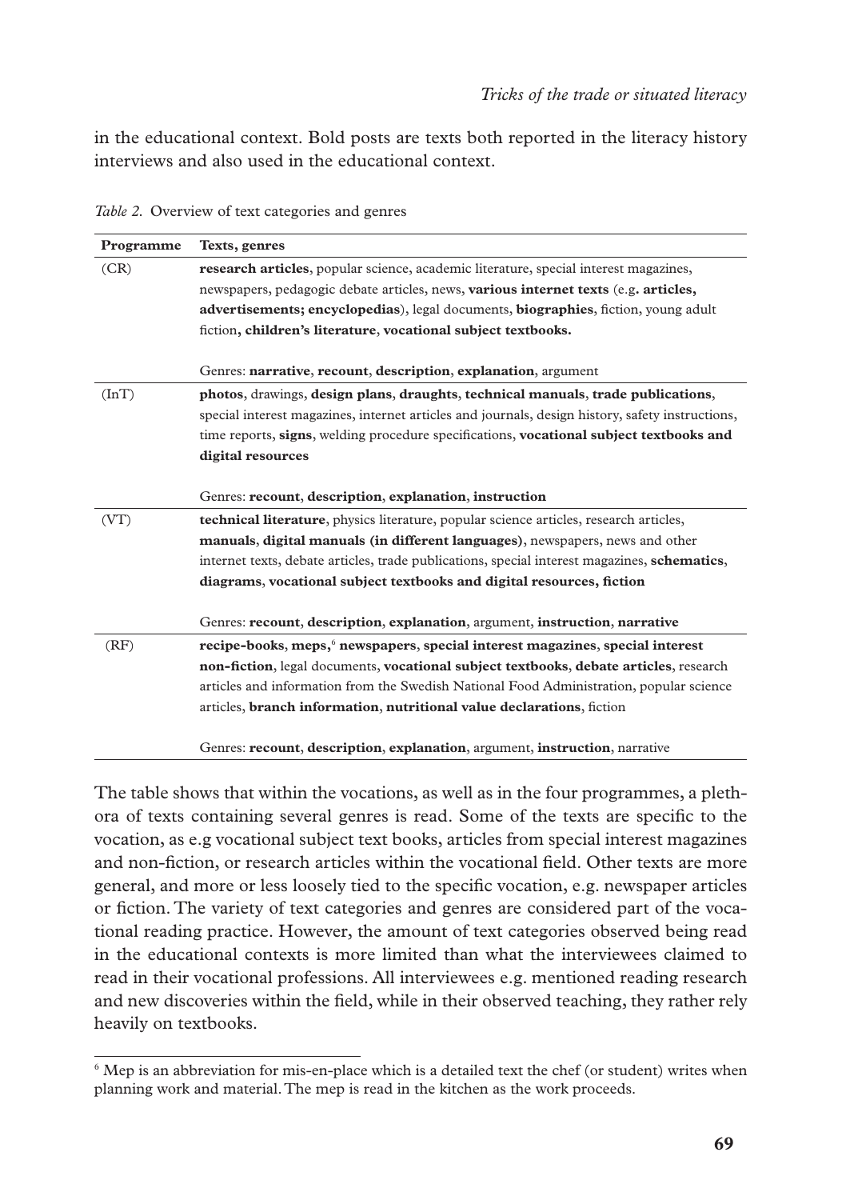in the educational context. Bold posts are texts both reported in the literacy history interviews and also used in the educational context.

*Table 2.* Overview of text categories and genres

| Programme | Texts, genres |
|---|---|
| (CR) | **research articles**, popular science, academic literature, special interest magazines, newspapers, pedagogic debate articles, news, **various internet texts** (e.g**. articles, advertisements; encyclopedias**), legal documents, **biographies**, fiction, young adult fiction**, children's literature**, **vocational subject textbooks.**<br><br>Genres: **narrative**, **recount**, **description**, **explanation**, argument |
| (InT) | **photos**, drawings, **design plans**, **draughts**, **technical manuals**, **trade publications**, special interest magazines, internet articles and journals, design history, safety instructions, time reports, **signs**, welding procedure specifications, **vocational subject textbooks and digital resources**<br><br>Genres: **recount**, **description**, **explanation**, **instruction** |
| (VT) | **technical literature**, physics literature, popular science articles, research articles, **manuals**, **digital manuals (in different languages)**, newspapers, news and other internet texts, debate articles, trade publications, special interest magazines, **schematics**, **diagrams**, **vocational subject textbooks and digital resources**, **fiction**<br><br>Genres: **recount**, **description**, **explanation**, argument, **instruction**, **narrative** |
| (RF) | **recipe-books**, **meps**,[6] **newspapers**, **special interest magazines**, **special interest non-fiction**, legal documents, **vocational subject textbooks**, **debate articles**, research articles and information from the Swedish National Food Administration, popular science articles, **branch information**, **nutritional value declarations**, fiction<br><br>Genres: **recount**, **description**, **explanation**, argument, **instruction**, narrative |

The table shows that within the vocations, as well as in the four programmes, a plethora of texts containing several genres is read. Some of the texts are specific to the vocation, as e.g vocational subject text books, articles from special interest magazines and non-fiction, or research articles within the vocational field. Other texts are more general, and more or less loosely tied to the specific vocation, e.g. newspaper articles or fiction. The variety of text categories and genres are considered part of the vocational reading practice. However, the amount of text categories observed being read in the educational contexts is more limited than what the interviewees claimed to read in their vocational professions. All interviewees e.g. mentioned reading research and new discoveries within the field, while in their observed teaching, they rather rely heavily on textbooks.

[6] Mep is an abbreviation for mis-en-place which is a detailed text the chef (or student) writes when planning work and material. The mep is read in the kitchen as the work proceeds.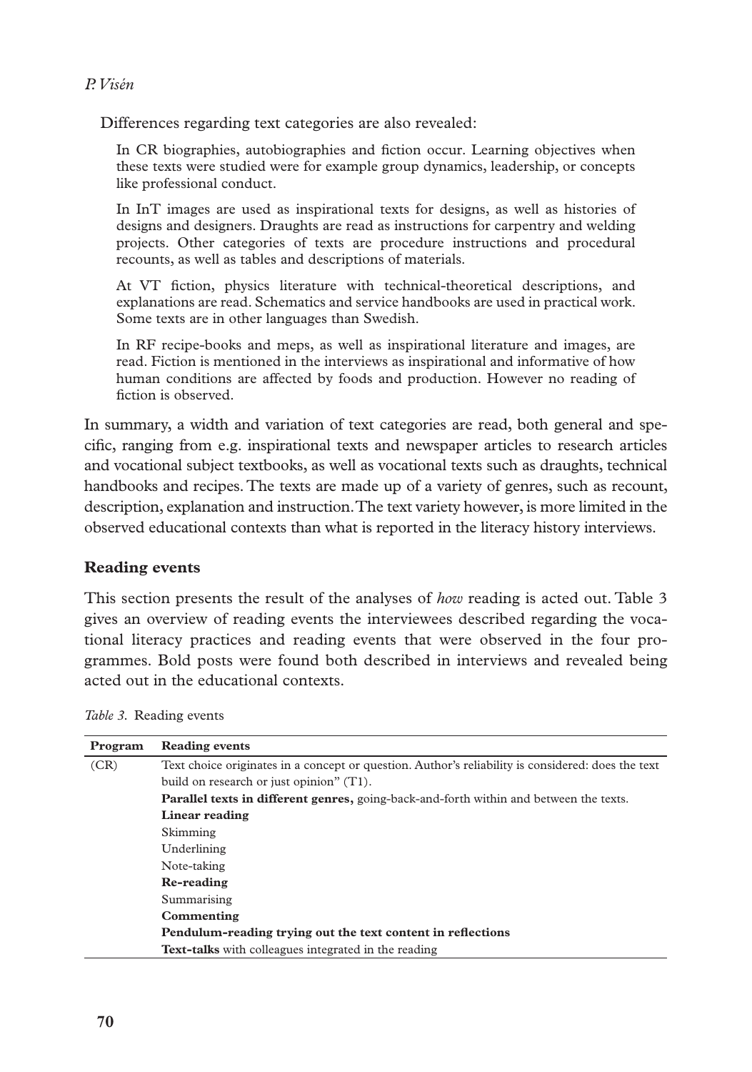Differences regarding text categories are also revealed:

> In CR biographies, autobiographies and fiction occur. Learning objectives when these texts were studied were for example group dynamics, leadership, or concepts like professional conduct.
>
> In InT images are used as inspirational texts for designs, as well as histories of designs and designers. Draughts are read as instructions for carpentry and welding projects. Other categories of texts are procedure instructions and procedural recounts, as well as tables and descriptions of materials.
>
> At VT fiction, physics literature with technical-theoretical descriptions, and explanations are read. Schematics and service handbooks are used in practical work. Some texts are in other languages than Swedish.
>
> In RF recipe-books and meps, as well as inspirational literature and images, are read. Fiction is mentioned in the interviews as inspirational and informative of how human conditions are affected by foods and production. However no reading of fiction is observed.

In summary, a width and variation of text categories are read, both general and specific, ranging from e.g. inspirational texts and newspaper articles to research articles and vocational subject textbooks, as well as vocational texts such as draughts, technical handbooks and recipes. The texts are made up of a variety of genres, such as recount, description, explanation and instruction. The text variety however, is more limited in the observed educational contexts than what is reported in the literacy history interviews.

## Reading events

This section presents the result of the analyses of *how* reading is acted out. Table 3 gives an overview of reading events the interviewees described regarding the vocational literacy practices and reading events that were observed in the four programmes. Bold posts were found both described in interviews and revealed being acted out in the educational contexts.

*Table 3.* Reading events

| Program | Reading events |
|---|---|
| (CR) | Text choice originates in a concept or question. Author's reliability is considered: does the text build on research or just opinion" (T1). |
| | **Parallel texts in different genres,** going-back-and-forth within and between the texts. |
| | **Linear reading** |
| | Skimming |
| | Underlining |
| | Note-taking |
| | **Re-reading** |
| | Summarising |
| | **Commenting** |
| | **Pendulum-reading trying out the text content in reflections** |
| | **Text-talks** with colleagues integrated in the reading |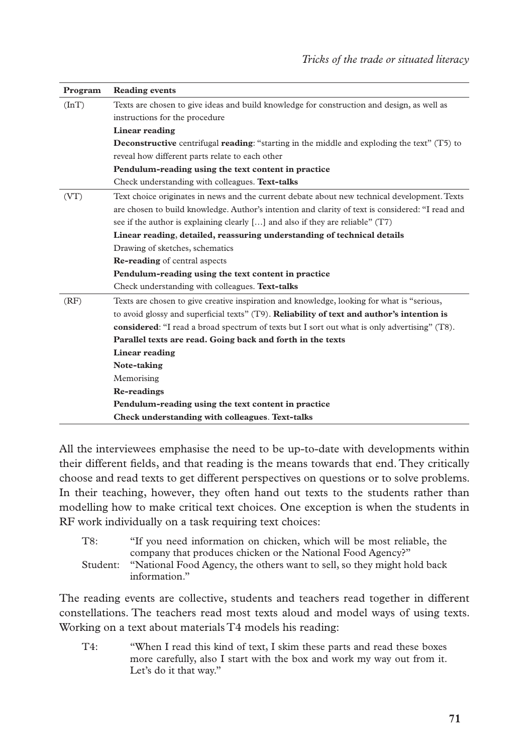| Program | Reading events |
|---|---|
| (InT) | Texts are chosen to give ideas and build knowledge for construction and design, as well as instructions for the procedure |
| | **Linear reading** |
| | **Deconstructive** centrifugal **reading**: "starting in the middle and exploding the text" (T5) to reveal how different parts relate to each other |
| | **Pendulum-reading using the text content in practice** |
| | Check understanding with colleagues. **Text-talks** |
| (VT) | Text choice originates in news and the current debate about new technical development. Texts are chosen to build knowledge. Author's intention and clarity of text is considered: "I read and see if the author is explaining clearly […] and also if they are reliable" (T7) |
| | **Linear reading, detailed, reassuring understanding of technical details** |
| | Drawing of sketches, schematics |
| | **Re-reading** of central aspects |
| | **Pendulum-reading using the text content in practice** |
| | Check understanding with colleagues. **Text-talks** |
| (RF) | Texts are chosen to give creative inspiration and knowledge, looking for what is "serious, to avoid glossy and superficial texts" (T9). **Reliability of text and author's intention is considered**: "I read a broad spectrum of texts but I sort out what is only advertising" (T8). |
| | **Parallel texts are read. Going back and forth in the texts** |
| | **Linear reading** |
| | **Note-taking** |
| | Memorising |
| | **Re-readings** |
| | **Pendulum-reading using the text content in practice** |
| | **Check understanding with colleagues**. **Text-talks** |

All the interviewees emphasise the need to be up-to-date with developments within their different fields, and that reading is the means towards that end. They critically choose and read texts to get different perspectives on questions or to solve problems. In their teaching, however, they often hand out texts to the students rather than modelling how to make critical text choices. One exception is when the students in RF work individually on a task requiring text choices:

> T8: "If you need information on chicken, which will be most reliable, the company that produces chicken or the National Food Agency?"
>
> Student: "National Food Agency, the others want to sell, so they might hold back information."

The reading events are collective, students and teachers read together in different constellations. The teachers read most texts aloud and model ways of using texts. Working on a text about materials T4 models his reading:

> T4: "When I read this kind of text, I skim these parts and read these boxes more carefully, also I start with the box and work my way out from it. Let's do it that way."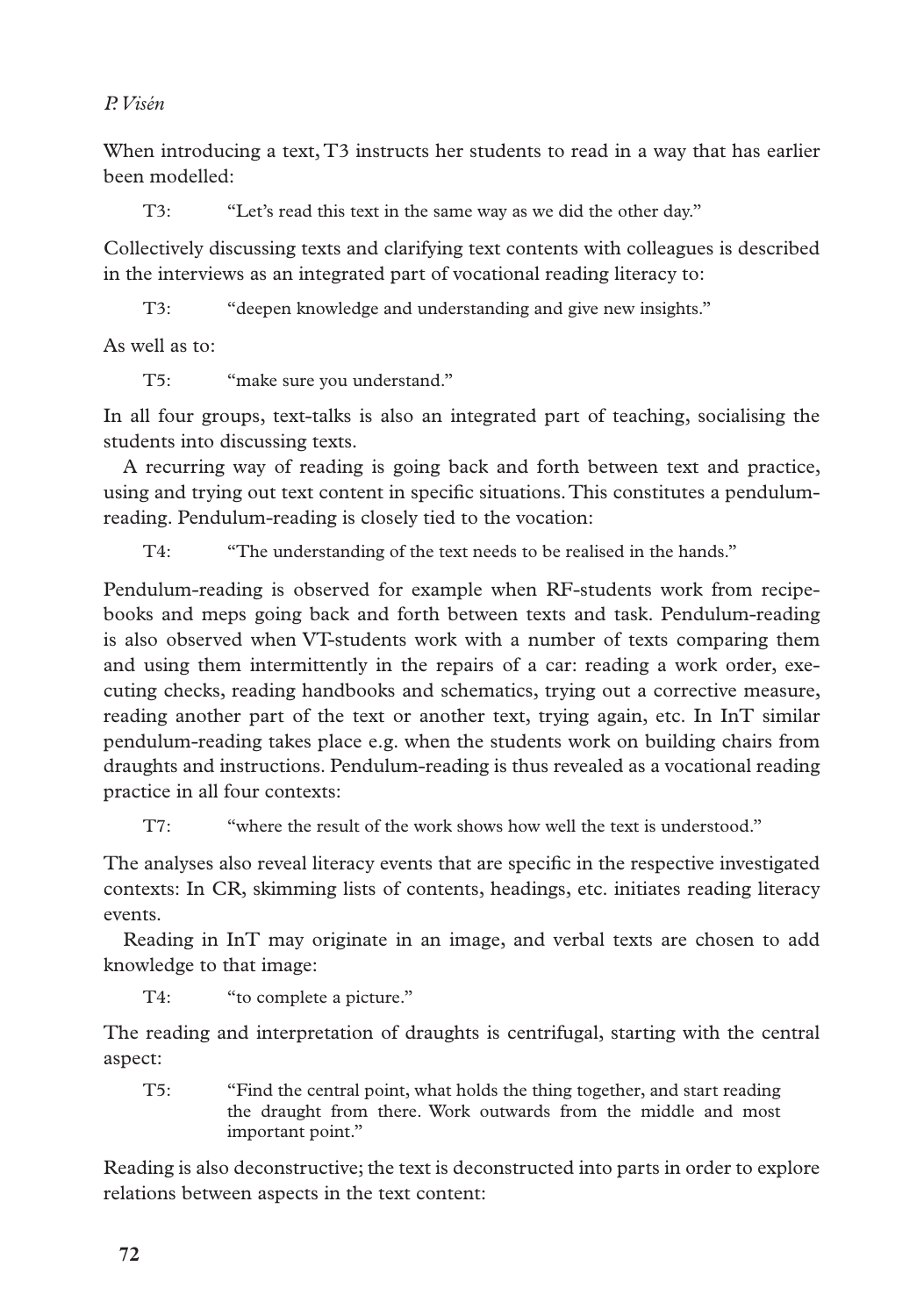When introducing a text, T3 instructs her students to read in a way that has earlier been modelled:

> T3: "Let's read this text in the same way as we did the other day."

Collectively discussing texts and clarifying text contents with colleagues is described in the interviews as an integrated part of vocational reading literacy to:

> T3: "deepen knowledge and understanding and give new insights."

As well as to:

> T5: "make sure you understand."

In all four groups, text-talks is also an integrated part of teaching, socialising the students into discussing texts.

A recurring way of reading is going back and forth between text and practice, using and trying out text content in specific situations. This constitutes a pendulum-reading. Pendulum-reading is closely tied to the vocation:

> T4: "The understanding of the text needs to be realised in the hands."

Pendulum-reading is observed for example when RF-students work from recipe-books and meps going back and forth between texts and task. Pendulum-reading is also observed when VT-students work with a number of texts comparing them and using them intermittently in the repairs of a car: reading a work order, executing checks, reading handbooks and schematics, trying out a corrective measure, reading another part of the text or another text, trying again, etc. In InT similar pendulum-reading takes place e.g. when the students work on building chairs from draughts and instructions. Pendulum-reading is thus revealed as a vocational reading practice in all four contexts:

> T7: "where the result of the work shows how well the text is understood."

The analyses also reveal literacy events that are specific in the respective investigated contexts: In CR, skimming lists of contents, headings, etc. initiates reading literacy events.

Reading in InT may originate in an image, and verbal texts are chosen to add knowledge to that image:

> T4: "to complete a picture."

The reading and interpretation of draughts is centrifugal, starting with the central aspect:

> T5: "Find the central point, what holds the thing together, and start reading the draught from there. Work outwards from the middle and most important point."

Reading is also deconstructive; the text is deconstructed into parts in order to explore relations between aspects in the text content: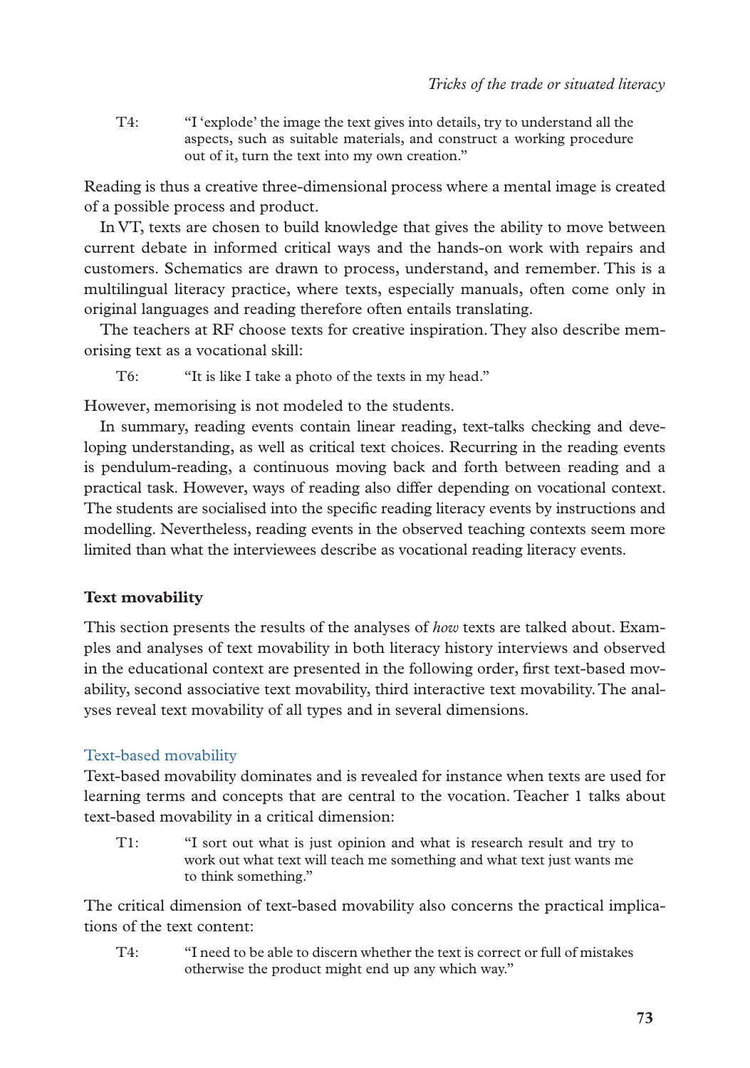T4: "I 'explode' the image the text gives into details, try to understand all the aspects, such as suitable materials, and construct a working procedure out of it, turn the text into my own creation."

Reading is thus a creative three-dimensional process where a mental image is created of a possible process and product.

In VT, texts are chosen to build knowledge that gives the ability to move between current debate in informed critical ways and the hands-on work with repairs and customers. Schematics are drawn to process, understand, and remember. This is a multilingual literacy practice, where texts, especially manuals, often come only in original languages and reading therefore often entails translating.

The teachers at RF choose texts for creative inspiration. They also describe memorising text as a vocational skill:

T6: "It is like I take a photo of the texts in my head."

However, memorising is not modeled to the students.

In summary, reading events contain linear reading, text-talks checking and developing understanding, as well as critical text choices. Recurring in the reading events is pendulum-reading, a continuous moving back and forth between reading and a practical task. However, ways of reading also differ depending on vocational context. The students are socialised into the specific reading literacy events by instructions and modelling. Nevertheless, reading events in the observed teaching contexts seem more limited than what the interviewees describe as vocational reading literacy events.

## Text movability

This section presents the results of the analyses of *how* texts are talked about. Examples and analyses of text movability in both literacy history interviews and observed in the educational context are presented in the following order, first text-based movability, second associative text movability, third interactive text movability. The analyses reveal text movability of all types and in several dimensions.

### Text-based movability

Text-based movability dominates and is revealed for instance when texts are used for learning terms and concepts that are central to the vocation. Teacher 1 talks about text-based movability in a critical dimension:

T1: "I sort out what is just opinion and what is research result and try to work out what text will teach me something and what text just wants me to think something."

The critical dimension of text-based movability also concerns the practical implications of the text content:

T4: "I need to be able to discern whether the text is correct or full of mistakes otherwise the product might end up any which way."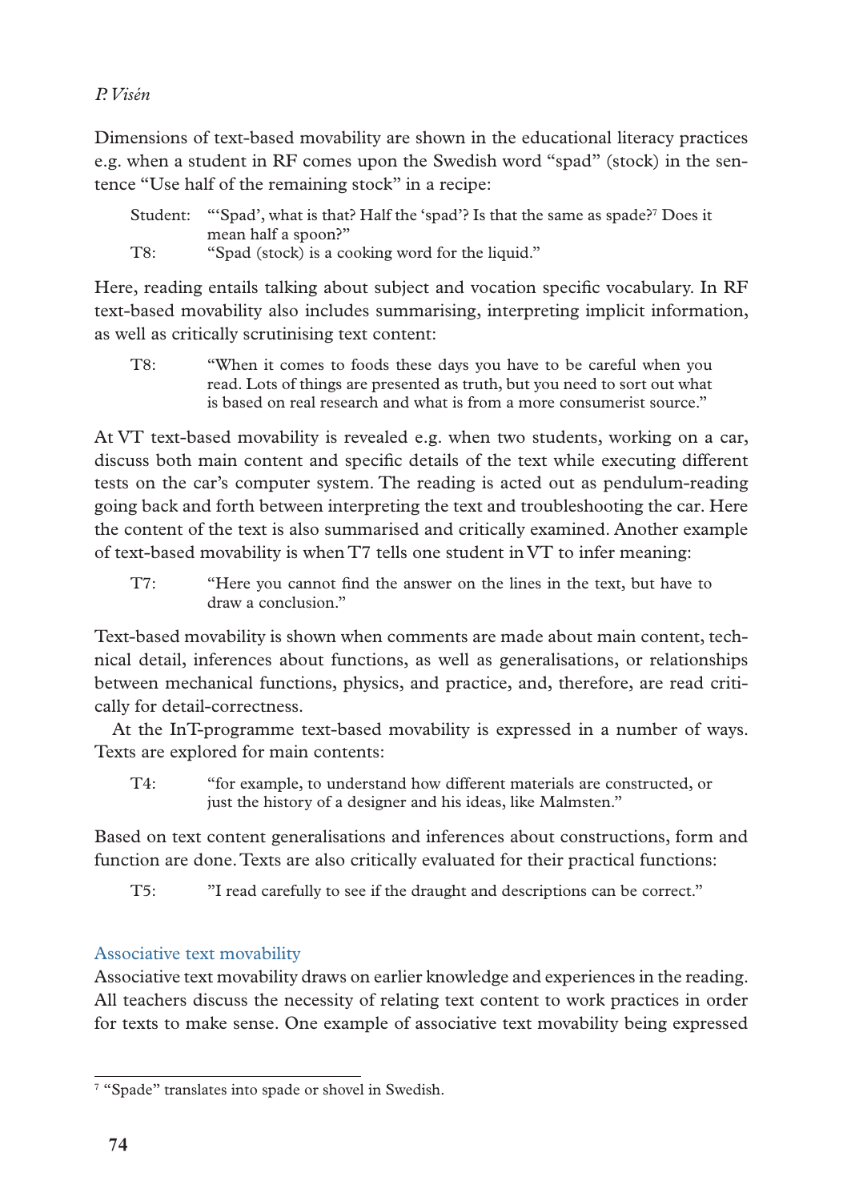Dimensions of text-based movability are shown in the educational literacy practices e.g. when a student in RF comes upon the Swedish word "spad" (stock) in the sentence "Use half of the remaining stock" in a recipe:

> Student: "'Spad', what is that? Half the 'spad'? Is that the same as spade?[7] Does it mean half a spoon?"
>
> T8: "Spad (stock) is a cooking word for the liquid."

Here, reading entails talking about subject and vocation specific vocabulary. In RF text-based movability also includes summarising, interpreting implicit information, as well as critically scrutinising text content:

> T8: "When it comes to foods these days you have to be careful when you read. Lots of things are presented as truth, but you need to sort out what is based on real research and what is from a more consumerist source."

At VT text-based movability is revealed e.g. when two students, working on a car, discuss both main content and specific details of the text while executing different tests on the car's computer system. The reading is acted out as pendulum-reading going back and forth between interpreting the text and troubleshooting the car. Here the content of the text is also summarised and critically examined. Another example of text-based movability is when T7 tells one student in VT to infer meaning:

> T7: "Here you cannot find the answer on the lines in the text, but have to draw a conclusion."

Text-based movability is shown when comments are made about main content, technical detail, inferences about functions, as well as generalisations, or relationships between mechanical functions, physics, and practice, and, therefore, are read critically for detail-correctness.

At the InT-programme text-based movability is expressed in a number of ways. Texts are explored for main contents:

> T4: "for example, to understand how different materials are constructed, or just the history of a designer and his ideas, like Malmsten."

Based on text content generalisations and inferences about constructions, form and function are done. Texts are also critically evaluated for their practical functions:

> T5: "I read carefully to see if the draught and descriptions can be correct."

### Associative text movability

Associative text movability draws on earlier knowledge and experiences in the reading. All teachers discuss the necessity of relating text content to work practices in order for texts to make sense. One example of associative text movability being expressed

---

[7] "Spade" translates into spade or shovel in Swedish.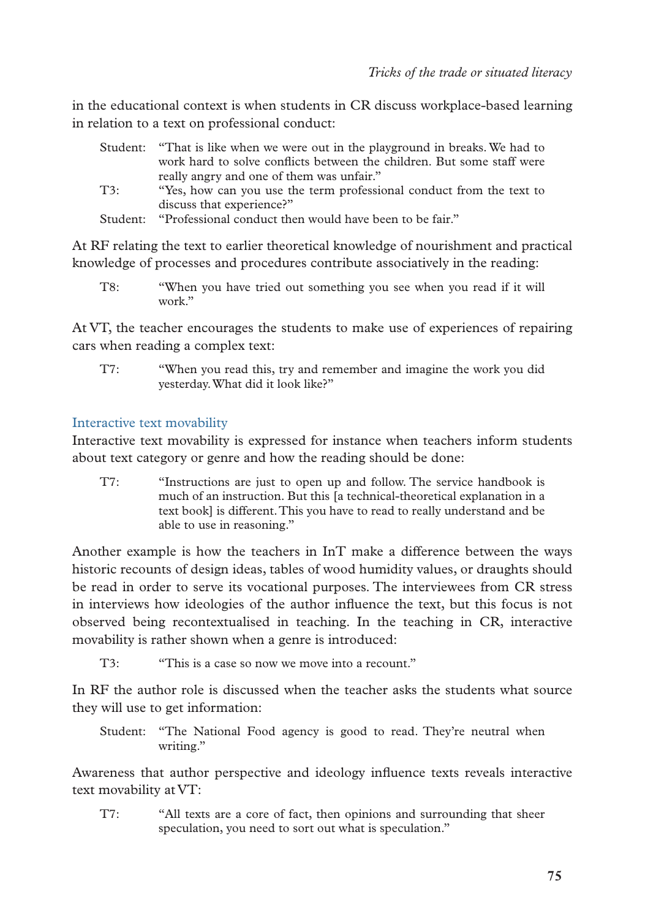in the educational context is when students in CR discuss workplace-based learning in relation to a text on professional conduct:

> Student: "That is like when we were out in the playground in breaks. We had to work hard to solve conflicts between the children. But some staff were really angry and one of them was unfair."
>
> T3: "Yes, how can you use the term professional conduct from the text to discuss that experience?"
>
> Student: "Professional conduct then would have been to be fair."

At RF relating the text to earlier theoretical knowledge of nourishment and practical knowledge of processes and procedures contribute associatively in the reading:

> T8: "When you have tried out something you see when you read if it will work."

At VT, the teacher encourages the students to make use of experiences of repairing cars when reading a complex text:

> T7: "When you read this, try and remember and imagine the work you did yesterday. What did it look like?"

### Interactive text movability

Interactive text movability is expressed for instance when teachers inform students about text category or genre and how the reading should be done:

> T7: "Instructions are just to open up and follow. The service handbook is much of an instruction. But this [a technical-theoretical explanation in a text book] is different. This you have to read to really understand and be able to use in reasoning."

Another example is how the teachers in InT make a difference between the ways historic recounts of design ideas, tables of wood humidity values, or draughts should be read in order to serve its vocational purposes. The interviewees from CR stress in interviews how ideologies of the author influence the text, but this focus is not observed being recontextualised in teaching. In the teaching in CR, interactive movability is rather shown when a genre is introduced:

> T3: "This is a case so now we move into a recount."

In RF the author role is discussed when the teacher asks the students what source they will use to get information:

> Student: "The National Food agency is good to read. They're neutral when writing."

Awareness that author perspective and ideology influence texts reveals interactive text movability at VT:

> T7: "All texts are a core of fact, then opinions and surrounding that sheer speculation, you need to sort out what is speculation."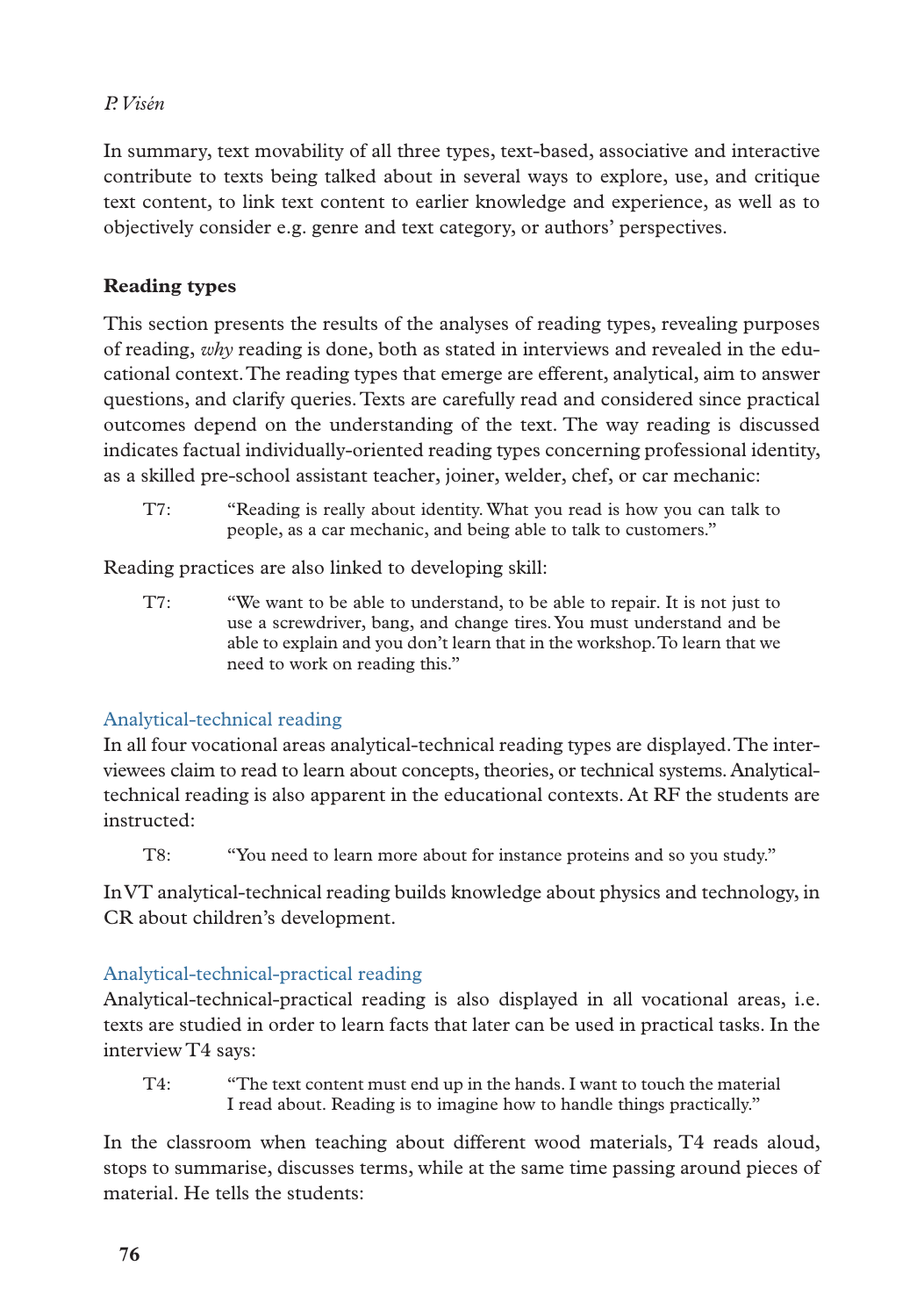In summary, text movability of all three types, text-based, associative and interactive contribute to texts being talked about in several ways to explore, use, and critique text content, to link text content to earlier knowledge and experience, as well as to objectively consider e.g. genre and text category, or authors' perspectives.

## Reading types

This section presents the results of the analyses of reading types, revealing purposes of reading, *why* reading is done, both as stated in interviews and revealed in the educational context. The reading types that emerge are efferent, analytical, aim to answer questions, and clarify queries. Texts are carefully read and considered since practical outcomes depend on the understanding of the text. The way reading is discussed indicates factual individually-oriented reading types concerning professional identity, as a skilled pre-school assistant teacher, joiner, welder, chef, or car mechanic:

> T7: "Reading is really about identity. What you read is how you can talk to people, as a car mechanic, and being able to talk to customers."

Reading practices are also linked to developing skill:

> T7: "We want to be able to understand, to be able to repair. It is not just to use a screwdriver, bang, and change tires. You must understand and be able to explain and you don't learn that in the workshop. To learn that we need to work on reading this."

### Analytical-technical reading

In all four vocational areas analytical-technical reading types are displayed. The interviewees claim to read to learn about concepts, theories, or technical systems. Analytical-technical reading is also apparent in the educational contexts. At RF the students are instructed:

> T8: "You need to learn more about for instance proteins and so you study."

In VT analytical-technical reading builds knowledge about physics and technology, in CR about children's development.

### Analytical-technical-practical reading

Analytical-technical-practical reading is also displayed in all vocational areas, i.e. texts are studied in order to learn facts that later can be used in practical tasks. In the interview T4 says:

> T4: "The text content must end up in the hands. I want to touch the material I read about. Reading is to imagine how to handle things practically."

In the classroom when teaching about different wood materials, T4 reads aloud, stops to summarise, discusses terms, while at the same time passing around pieces of material. He tells the students: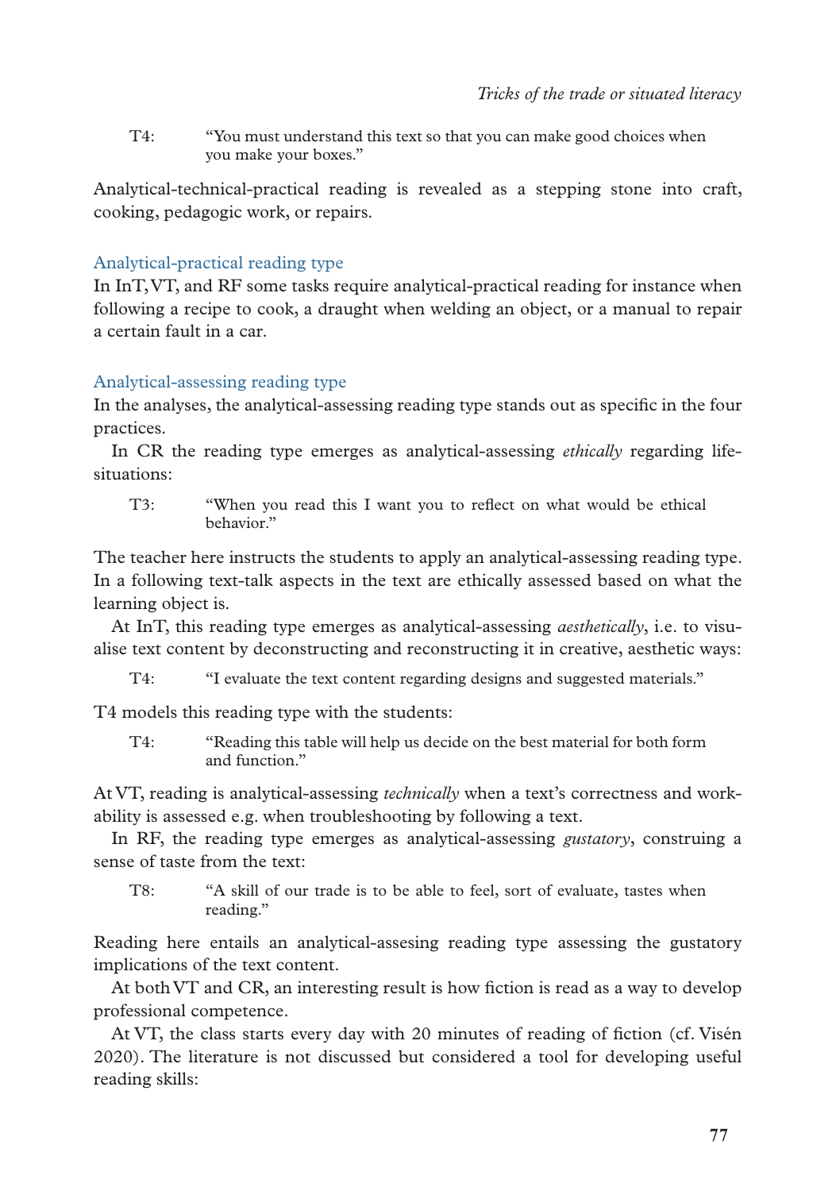T4: "You must understand this text so that you can make good choices when you make your boxes."

Analytical-technical-practical reading is revealed as a stepping stone into craft, cooking, pedagogic work, or repairs.

### Analytical-practical reading type

In InT, VT, and RF some tasks require analytical-practical reading for instance when following a recipe to cook, a draught when welding an object, or a manual to repair a certain fault in a car.

### Analytical-assessing reading type

In the analyses, the analytical-assessing reading type stands out as specific in the four practices.

In CR the reading type emerges as analytical-assessing *ethically* regarding life-situations:

T3: "When you read this I want you to reflect on what would be ethical behavior."

The teacher here instructs the students to apply an analytical-assessing reading type. In a following text-talk aspects in the text are ethically assessed based on what the learning object is.

At InT, this reading type emerges as analytical-assessing *aesthetically*, i.e. to visualise text content by deconstructing and reconstructing it in creative, aesthetic ways:

T4: "I evaluate the text content regarding designs and suggested materials."

T4 models this reading type with the students:

T4: "Reading this table will help us decide on the best material for both form and function."

At VT, reading is analytical-assessing *technically* when a text's correctness and workability is assessed e.g. when troubleshooting by following a text.

In RF, the reading type emerges as analytical-assessing *gustatory*, construing a sense of taste from the text:

T8: "A skill of our trade is to be able to feel, sort of evaluate, tastes when reading."

Reading here entails an analytical-assesing reading type assessing the gustatory implications of the text content.

At both VT and CR, an interesting result is how fiction is read as a way to develop professional competence.

At VT, the class starts every day with 20 minutes of reading of fiction (cf. Visén 2020). The literature is not discussed but considered a tool for developing useful reading skills: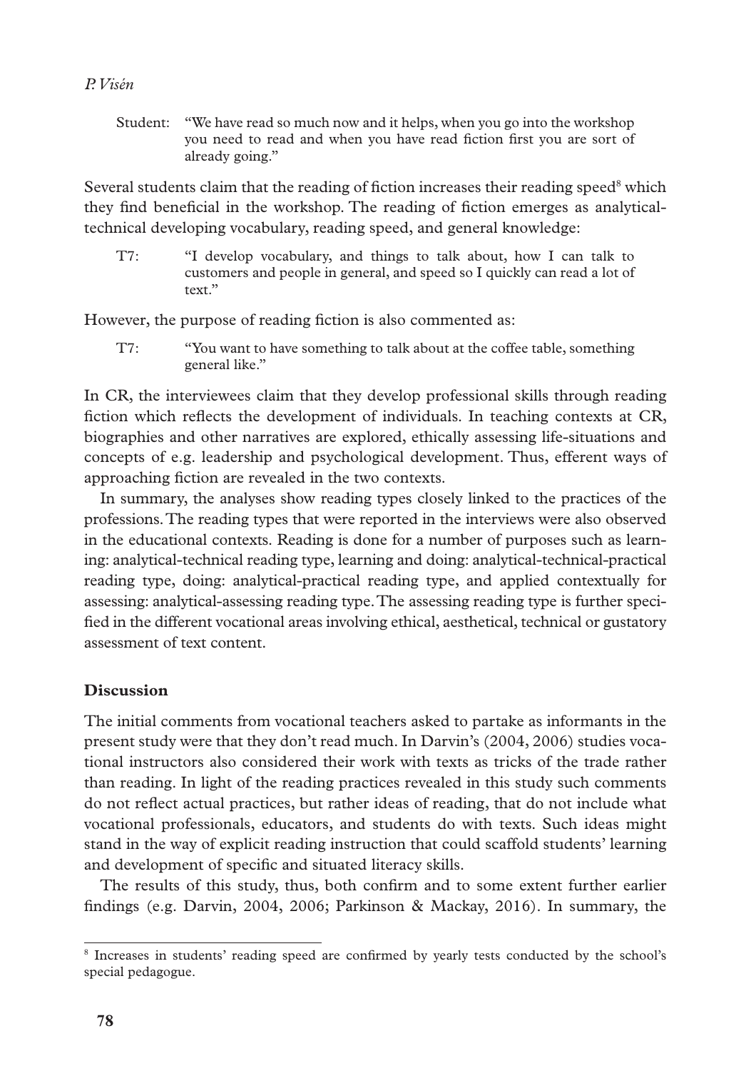Student: "We have read so much now and it helps, when you go into the workshop you need to read and when you have read fiction first you are sort of already going."

Several students claim that the reading of fiction increases their reading speed[8] which they find beneficial in the workshop. The reading of fiction emerges as analytical-technical developing vocabulary, reading speed, and general knowledge:

T7: "I develop vocabulary, and things to talk about, how I can talk to customers and people in general, and speed so I quickly can read a lot of text."

However, the purpose of reading fiction is also commented as:

T7: "You want to have something to talk about at the coffee table, something general like."

In CR, the interviewees claim that they develop professional skills through reading fiction which reflects the development of individuals. In teaching contexts at CR, biographies and other narratives are explored, ethically assessing life-situations and concepts of e.g. leadership and psychological development. Thus, efferent ways of approaching fiction are revealed in the two contexts.

In summary, the analyses show reading types closely linked to the practices of the professions. The reading types that were reported in the interviews were also observed in the educational contexts. Reading is done for a number of purposes such as learning: analytical-technical reading type, learning and doing: analytical-technical-practical reading type, doing: analytical-practical reading type, and applied contextually for assessing: analytical-assessing reading type. The assessing reading type is further specified in the different vocational areas involving ethical, aesthetical, technical or gustatory assessment of text content.

## Discussion

The initial comments from vocational teachers asked to partake as informants in the present study were that they don't read much. In Darvin's (2004, 2006) studies vocational instructors also considered their work with texts as tricks of the trade rather than reading. In light of the reading practices revealed in this study such comments do not reflect actual practices, but rather ideas of reading, that do not include what vocational professionals, educators, and students do with texts. Such ideas might stand in the way of explicit reading instruction that could scaffold students' learning and development of specific and situated literacy skills.

The results of this study, thus, both confirm and to some extent further earlier findings (e.g. Darvin, 2004, 2006; Parkinson & Mackay, 2016). In summary, the

[8] Increases in students' reading speed are confirmed by yearly tests conducted by the school's special pedagogue.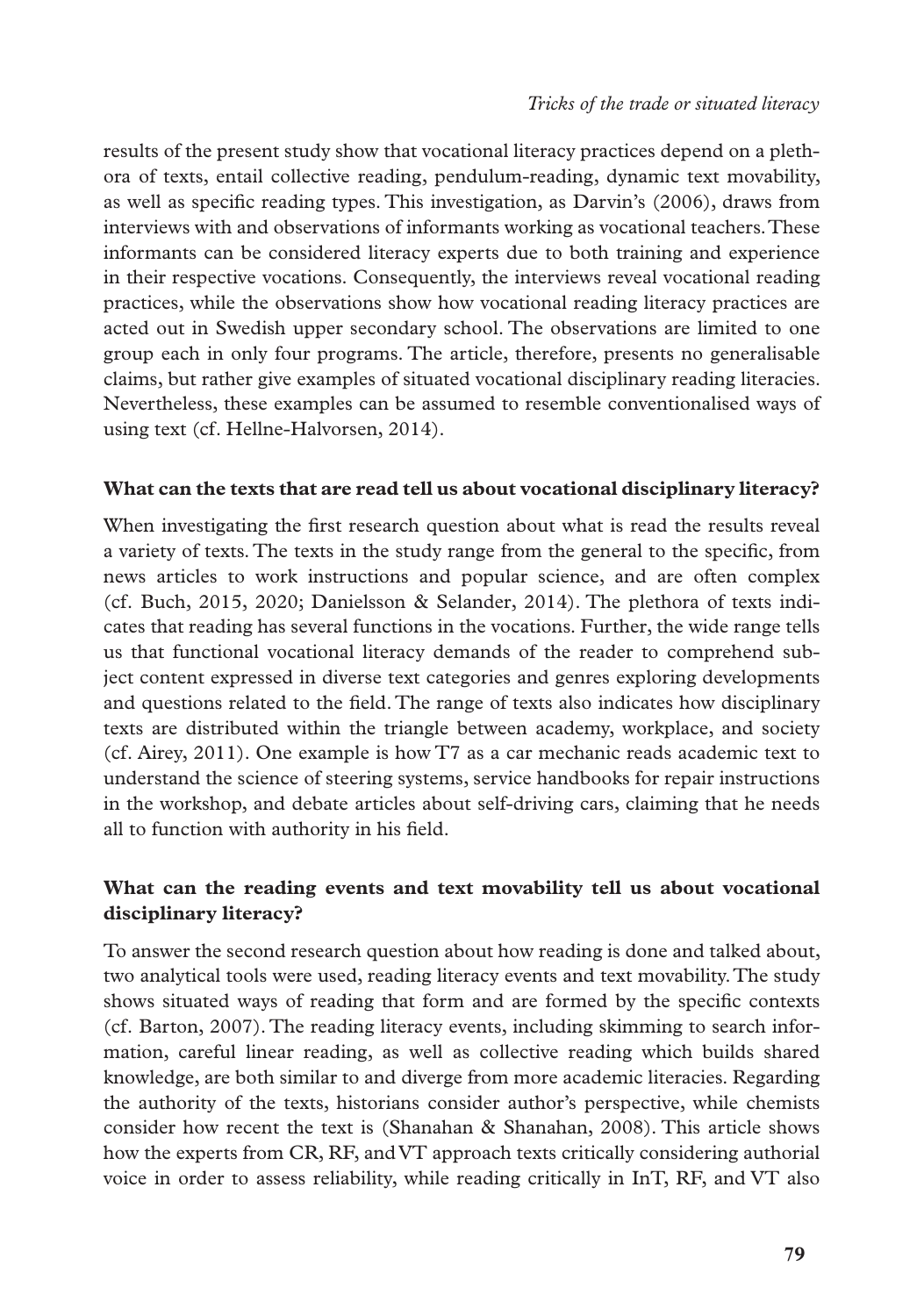results of the present study show that vocational literacy practices depend on a plethora of texts, entail collective reading, pendulum-reading, dynamic text movability, as well as specific reading types. This investigation, as Darvin's (2006), draws from interviews with and observations of informants working as vocational teachers. These informants can be considered literacy experts due to both training and experience in their respective vocations. Consequently, the interviews reveal vocational reading practices, while the observations show how vocational reading literacy practices are acted out in Swedish upper secondary school. The observations are limited to one group each in only four programs. The article, therefore, presents no generalisable claims, but rather give examples of situated vocational disciplinary reading literacies. Nevertheless, these examples can be assumed to resemble conventionalised ways of using text (cf. Hellne-Halvorsen, 2014).

### What can the texts that are read tell us about vocational disciplinary literacy?

When investigating the first research question about what is read the results reveal a variety of texts. The texts in the study range from the general to the specific, from news articles to work instructions and popular science, and are often complex (cf. Buch, 2015, 2020; Danielsson & Selander, 2014). The plethora of texts indicates that reading has several functions in the vocations. Further, the wide range tells us that functional vocational literacy demands of the reader to comprehend subject content expressed in diverse text categories and genres exploring developments and questions related to the field. The range of texts also indicates how disciplinary texts are distributed within the triangle between academy, workplace, and society (cf. Airey, 2011). One example is how T7 as a car mechanic reads academic text to understand the science of steering systems, service handbooks for repair instructions in the workshop, and debate articles about self-driving cars, claiming that he needs all to function with authority in his field.

### What can the reading events and text movability tell us about vocational disciplinary literacy?

To answer the second research question about how reading is done and talked about, two analytical tools were used, reading literacy events and text movability. The study shows situated ways of reading that form and are formed by the specific contexts (cf. Barton, 2007). The reading literacy events, including skimming to search information, careful linear reading, as well as collective reading which builds shared knowledge, are both similar to and diverge from more academic literacies. Regarding the authority of the texts, historians consider author's perspective, while chemists consider how recent the text is (Shanahan & Shanahan, 2008). This article shows how the experts from CR, RF, and VT approach texts critically considering authorial voice in order to assess reliability, while reading critically in InT, RF, and VT also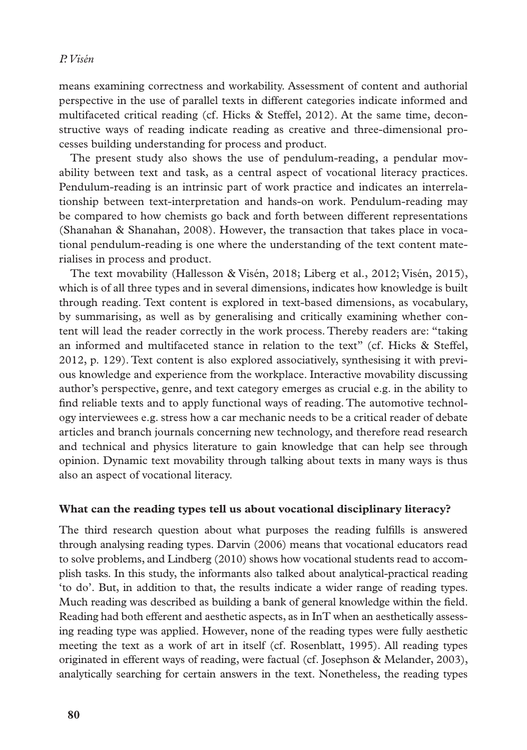means examining correctness and workability. Assessment of content and authorial perspective in the use of parallel texts in different categories indicate informed and multifaceted critical reading (cf. Hicks & Steffel, 2012). At the same time, deconstructive ways of reading indicate reading as creative and three-dimensional processes building understanding for process and product.

The present study also shows the use of pendulum-reading, a pendular movability between text and task, as a central aspect of vocational literacy practices. Pendulum-reading is an intrinsic part of work practice and indicates an interrelationship between text-interpretation and hands-on work. Pendulum-reading may be compared to how chemists go back and forth between different representations (Shanahan & Shanahan, 2008). However, the transaction that takes place in vocational pendulum-reading is one where the understanding of the text content materialises in process and product.

The text movability (Hallesson & Visén, 2018; Liberg et al., 2012; Visén, 2015), which is of all three types and in several dimensions, indicates how knowledge is built through reading. Text content is explored in text-based dimensions, as vocabulary, by summarising, as well as by generalising and critically examining whether content will lead the reader correctly in the work process. Thereby readers are: "taking an informed and multifaceted stance in relation to the text" (cf. Hicks & Steffel, 2012, p. 129). Text content is also explored associatively, synthesising it with previous knowledge and experience from the workplace. Interactive movability discussing author's perspective, genre, and text category emerges as crucial e.g. in the ability to find reliable texts and to apply functional ways of reading. The automotive technology interviewees e.g. stress how a car mechanic needs to be a critical reader of debate articles and branch journals concerning new technology, and therefore read research and technical and physics literature to gain knowledge that can help see through opinion. Dynamic text movability through talking about texts in many ways is thus also an aspect of vocational literacy.

**What can the reading types tell us about vocational disciplinary literacy?**

The third research question about what purposes the reading fulfills is answered through analysing reading types. Darvin (2006) means that vocational educators read to solve problems, and Lindberg (2010) shows how vocational students read to accomplish tasks. In this study, the informants also talked about analytical-practical reading 'to do'. But, in addition to that, the results indicate a wider range of reading types. Much reading was described as building a bank of general knowledge within the field. Reading had both efferent and aesthetic aspects, as in InT when an aesthetically assessing reading type was applied. However, none of the reading types were fully aesthetic meeting the text as a work of art in itself (cf. Rosenblatt, 1995). All reading types originated in efferent ways of reading, were factual (cf. Josephson & Melander, 2003), analytically searching for certain answers in the text. Nonetheless, the reading types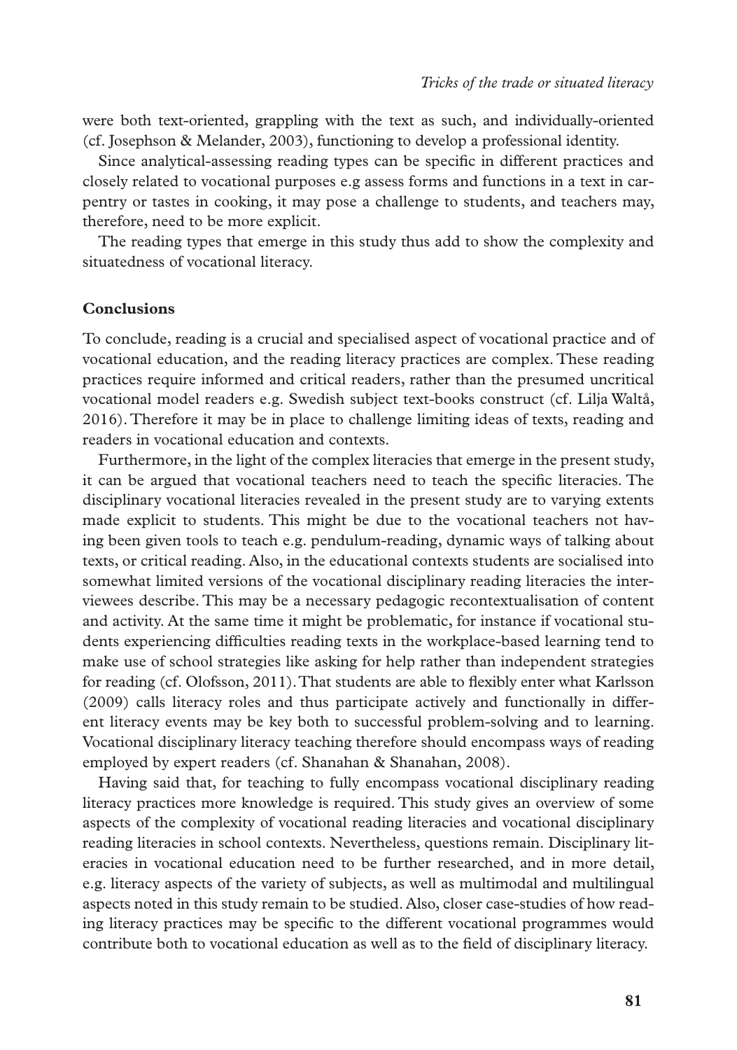were both text-oriented, grappling with the text as such, and individually-oriented (cf. Josephson & Melander, 2003), functioning to develop a professional identity.

Since analytical-assessing reading types can be specific in different practices and closely related to vocational purposes e.g assess forms and functions in a text in carpentry or tastes in cooking, it may pose a challenge to students, and teachers may, therefore, need to be more explicit.

The reading types that emerge in this study thus add to show the complexity and situatedness of vocational literacy.

## Conclusions

To conclude, reading is a crucial and specialised aspect of vocational practice and of vocational education, and the reading literacy practices are complex. These reading practices require informed and critical readers, rather than the presumed uncritical vocational model readers e.g. Swedish subject text-books construct (cf. Lilja Waltå, 2016). Therefore it may be in place to challenge limiting ideas of texts, reading and readers in vocational education and contexts.

Furthermore, in the light of the complex literacies that emerge in the present study, it can be argued that vocational teachers need to teach the specific literacies. The disciplinary vocational literacies revealed in the present study are to varying extents made explicit to students. This might be due to the vocational teachers not having been given tools to teach e.g. pendulum-reading, dynamic ways of talking about texts, or critical reading. Also, in the educational contexts students are socialised into somewhat limited versions of the vocational disciplinary reading literacies the interviewees describe. This may be a necessary pedagogic recontextualisation of content and activity. At the same time it might be problematic, for instance if vocational students experiencing difficulties reading texts in the workplace-based learning tend to make use of school strategies like asking for help rather than independent strategies for reading (cf. Olofsson, 2011). That students are able to flexibly enter what Karlsson (2009) calls literacy roles and thus participate actively and functionally in different literacy events may be key both to successful problem-solving and to learning. Vocational disciplinary literacy teaching therefore should encompass ways of reading employed by expert readers (cf. Shanahan & Shanahan, 2008).

Having said that, for teaching to fully encompass vocational disciplinary reading literacy practices more knowledge is required. This study gives an overview of some aspects of the complexity of vocational reading literacies and vocational disciplinary reading literacies in school contexts. Nevertheless, questions remain. Disciplinary literacies in vocational education need to be further researched, and in more detail, e.g. literacy aspects of the variety of subjects, as well as multimodal and multilingual aspects noted in this study remain to be studied. Also, closer case-studies of how reading literacy practices may be specific to the different vocational programmes would contribute both to vocational education as well as to the field of disciplinary literacy.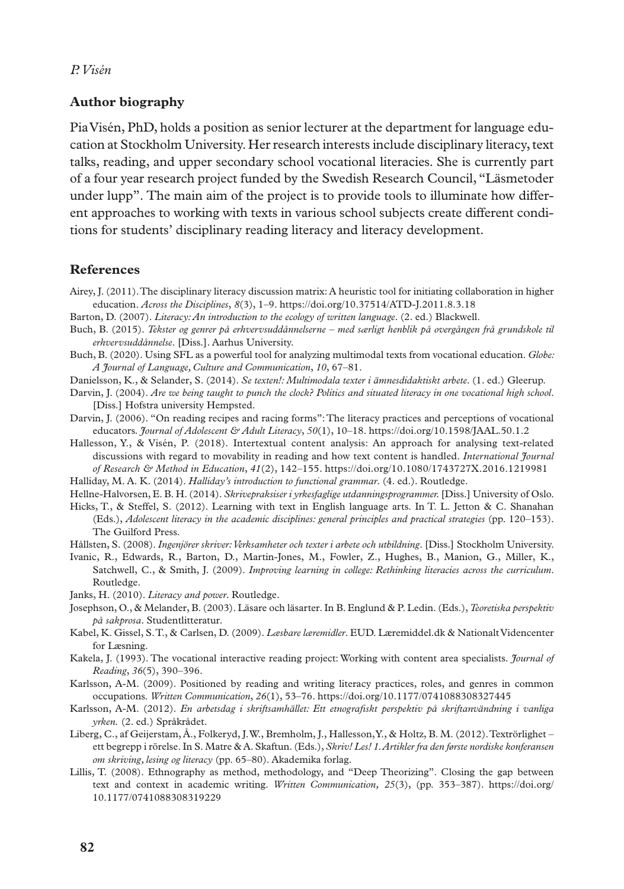## Author biography

Pia Visén, PhD, holds a position as senior lecturer at the department for language education at Stockholm University. Her research interests include disciplinary literacy, text talks, reading, and upper secondary school vocational literacies. She is currently part of a four year research project funded by the Swedish Research Council, "Läsmetoder under lupp". The main aim of the project is to provide tools to illuminate how different approaches to working with texts in various school subjects create different conditions for students' disciplinary reading literacy and literacy development.

## References

Airey, J. (2011). The disciplinary literacy discussion matrix: A heuristic tool for initiating collaboration in higher education. *Across the Disciplines*, *8*(3), 1–9. https://doi.org/10.37514/ATD-J.2011.8.3.18

Barton, D. (2007). *Literacy: An introduction to the ecology of written language*. (2. ed.) Blackwell.

Buch, B. (2015). *Tekster og genrer på erhvervsuddånnelserne – med særligt henblik på overgången frå grundskole til erhvervsuddånnelse*. [Diss.]. Aarhus University.

Buch, B. (2020). Using SFL as a powerful tool for analyzing multimodal texts from vocational education. *Globe: A Journal of Language, Culture and Communication*, *10*, 67–81.

Danielsson, K., & Selander, S. (2014). *Se texten!: Multimodala texter i ämnesdidaktiskt arbete*. (1. ed.) Gleerup.

Darvin, J. (2004). *Are we being taught to punch the clock? Politics and situated literacy in one vocational high school*. [Diss.] Hofstra university Hempsted.

Darvin, J. (2006). "On reading recipes and racing forms": The literacy practices and perceptions of vocational educators. *Journal of Adolescent & Adult Literacy*, *50*(1), 10–18. https://doi.org/10.1598/JAAL.50.1.2

Hallesson, Y., & Visén, P. (2018). Intertextual content analysis: An approach for analysing text-related discussions with regard to movability in reading and how text content is handled. *International Journal of Research & Method in Education*, *41*(2), 142–155. https://doi.org/10.1080/1743727X.2016.1219981

Halliday, M. A. K. (2014). *Halliday's introduction to functional grammar*. (4. ed.). Routledge.

Hellne-Halvorsen, E. B. H. (2014). *Skrivepraksiser i yrkesfaglige utdanningsprogrammer.* [Diss.] University of Oslo.

Hicks, T., & Steffel, S. (2012). Learning with text in English language arts. In T. L. Jetton & C. Shanahan (Eds.), *Adolescent literacy in the academic disciplines: general principles and practical strategies* (pp. 120–153). The Guilford Press.

Hållsten, S. (2008). *Ingenjörer skriver: Verksamheter och texter i arbete och utbildning*. [Diss.] Stockholm University.

Ivanic, R., Edwards, R., Barton, D., Martin-Jones, M., Fowler, Z., Hughes, B., Manion, G., Miller, K., Satchwell, C., & Smith, J. (2009). *Improving learning in college: Rethinking literacies across the curriculum*. Routledge.

Janks, H. (2010). *Literacy and power*. Routledge.

Josephson, O., & Melander, B. (2003). Läsare och läsarter. In B. Englund & P. Ledin. (Eds.), *Teoretiska perspektiv på sakprosa*. Studentlitteratur.

Kabel, K. Gissel, S. T., & Carlsen, D. (2009). *Læsbare læremidler*. EUD. Læremiddel.dk & Nationalt Videncenter for Læsning.

Kakela, J. (1993). The vocational interactive reading project: Working with content area specialists. *Journal of Reading*, *36*(5), 390–396.

Karlsson, A-M. (2009). Positioned by reading and writing literacy practices, roles, and genres in common occupations. *Written Communication*, *26*(1), 53–76. https://doi.org/10.1177/0741088308327445

Karlsson, A-M. (2012). *En arbetsdag i skriftsamhället: Ett etnografiskt perspektiv på skriftanvändning i vanliga yrken.* (2. ed.) Språkrådet.

Liberg, C., af Geijerstam, Å., Folkeryd, J. W., Bremholm, J., Hallesson, Y., & Holtz, B. M. (2012). Textrörlighet – ett begrepp i rörelse. In S. Matre & A. Skaftun. (Eds.), *Skriv! Les! 1. Artikler fra den første nordiske konferansen om skriving, lesing og literacy* (pp. 65–80). Akademika forlag.

Lillis, T. (2008). Ethnography as method, methodology, and "Deep Theorizing". Closing the gap between text and context in academic writing. *Written Communication, 25*(3), (pp. 353–387). https://doi.org/10.1177/0741088308319229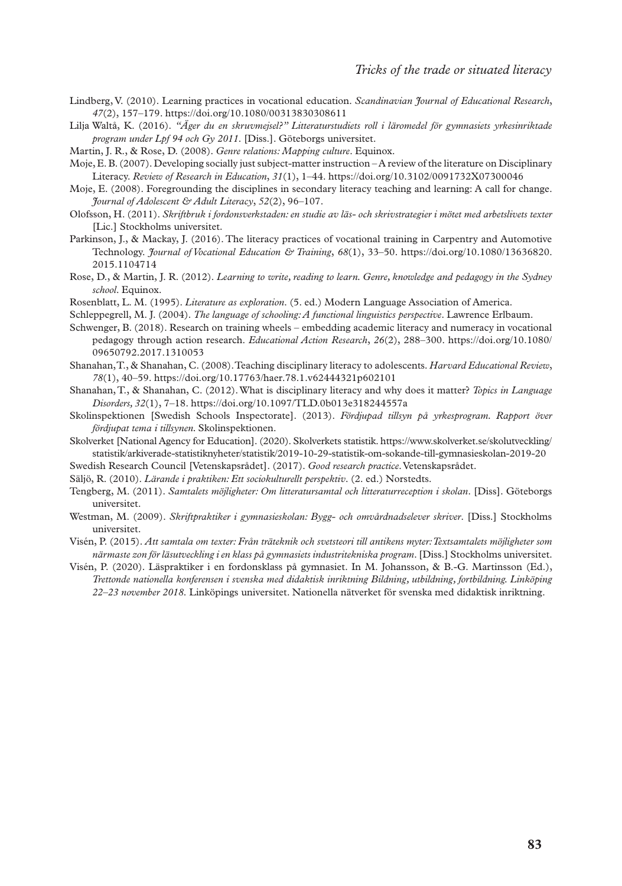Lindberg, V. (2010). Learning practices in vocational education. *Scandinavian Journal of Educational Research*, *47*(2), 157–179. https://doi.org/10.1080/00313830308611

Lilja Waltå, K. (2016). *"Äger du en skruvmejsel?" Litteraturstudiets roll i läromedel för gymnasiets yrkesinriktade program under Lpf 94 och Gy 2011*. [Diss.]. Göteborgs universitet.

Martin, J. R., & Rose, D. (2008). *Genre relations: Mapping culture*. Equinox.

Moje, E. B. (2007). Developing socially just subject-matter instruction – A review of the literature on Disciplinary Literacy. *Review of Research in Education*, *31*(1), 1–44. https://doi.org/10.3102/0091732X07300046

Moje, E. (2008). Foregrounding the disciplines in secondary literacy teaching and learning: A call for change. *Journal of Adolescent & Adult Literacy*, *52*(2), 96–107.

Olofsson, H. (2011). *Skriftbruk i fordonsverkstaden: en studie av läs- och skrivstrategier i mötet med arbetslivets texter* [Lic.] Stockholms universitet.

Parkinson, J., & Mackay, J. (2016). The literacy practices of vocational training in Carpentry and Automotive Technology. *Journal of Vocational Education & Training*, *68*(1), 33–50. https://doi.org/10.1080/13636820.2015.1104714

Rose, D., & Martin, J. R. (2012). *Learning to write, reading to learn. Genre, knowledge and pedagogy in the Sydney school*. Equinox.

Rosenblatt, L. M. (1995). *Literature as exploration*. (5. ed.) Modern Language Association of America.

Schleppegrell, M. J. (2004). *The language of schooling: A functional linguistics perspective*. Lawrence Erlbaum.

Schwenger, B. (2018). Research on training wheels – embedding academic literacy and numeracy in vocational pedagogy through action research. *Educational Action Research*, *26*(2), 288–300. https://doi.org/10.1080/09650792.2017.1310053

Shanahan, T., & Shanahan, C. (2008). Teaching disciplinary literacy to adolescents. *Harvard Educational Review*, *78*(1), 40–59. https://doi.org/10.17763/haer.78.1.v62444321p602101

Shanahan, T., & Shanahan, C. (2012). What is disciplinary literacy and why does it matter? *Topics in Language Disorders, 32*(1), 7–18. https://doi.org/10.1097/TLD.0b013e318244557a

Skolinspektionen [Swedish Schools Inspectorate]. (2013). *Fördjupad tillsyn på yrkesprogram. Rapport över fördjupat tema i tillsynen*. Skolinspektionen.

Skolverket [National Agency for Education]. (2020). Skolverkets statistik. https://www.skolverket.se/skolutveckling/statistik/arkiverade-statistiknyheter/statistik/2019-10-29-statistik-om-sokande-till-gymnasieskolan-2019-20

Swedish Research Council [Vetenskapsrådet]. (2017). *Good research practice*. Vetenskapsrådet.

Säljö, R. (2010). *Lärande i praktiken: Ett sociokulturellt perspektiv*. (2. ed.) Norstedts.

Tengberg, M. (2011). *Samtalets möjligheter: Om litteratursamtal och litteraturreception i skolan*. [Diss]. Göteborgs universitet.

Westman, M. (2009). *Skriftpraktiker i gymnasieskolan: Bygg- och omvårdnadselever skriver*. [Diss.] Stockholms universitet.

Visén, P. (2015). *Att samtala om texter: Från träteknik och svetsteori till antikens myter: Textsamtalets möjligheter som närmaste zon för läsutveckling i en klass på gymnasiets industritekniska program*. [Diss.] Stockholms universitet.

Visén, P. (2020). Läspraktiker i en fordonsklass på gymnasiet. In M. Johansson, & B.-G. Martinsson (Ed.), *Trettonde nationella konferensen i svenska med didaktisk inriktning Bildning, utbildning, fortbildning. Linköping 22–23 november 2018*. Linköpings universitet. Nationella nätverket för svenska med didaktisk inriktning.